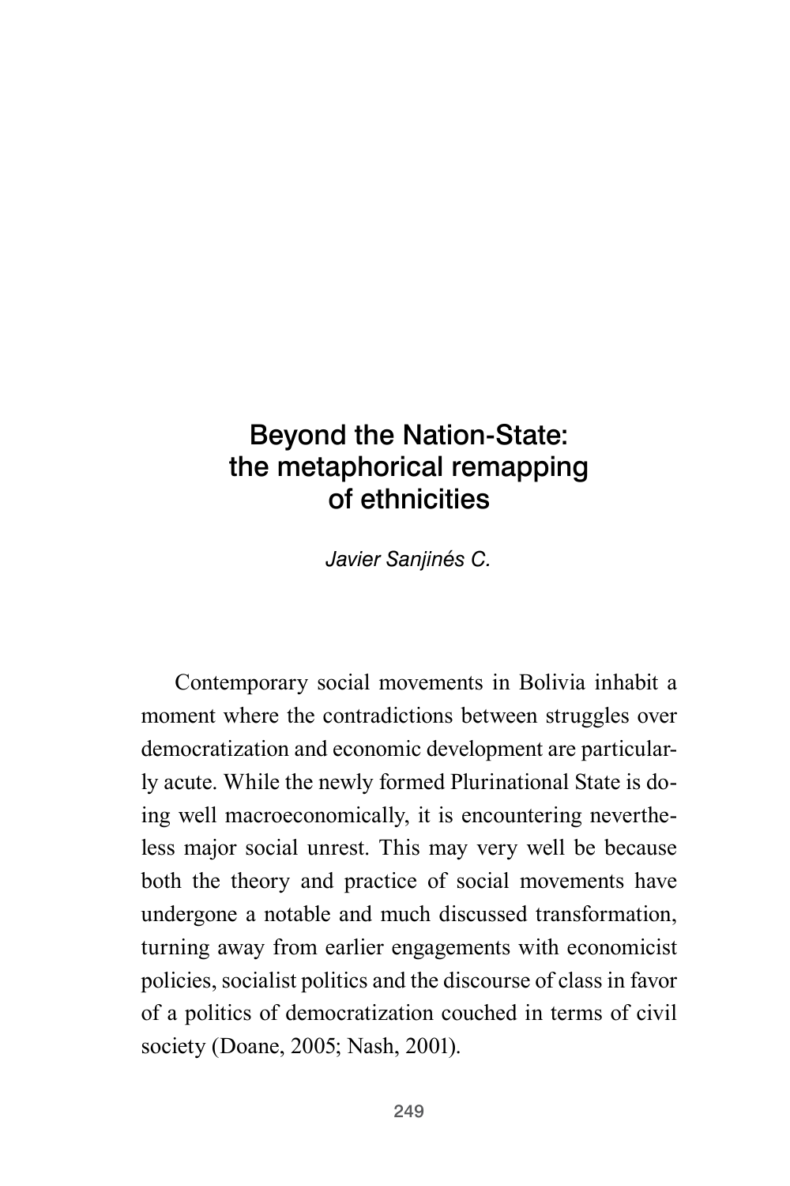# Beyond the Nation-State: the metaphorical remapping of ethnicities

*Javier Sanjinés C.*

Contemporary social movements in Bolivia inhabit a moment where the contradictions between struggles over democratization and economic development are particularly acute. While the newly formed Plurinational State is doing well macroeconomically, it is encountering nevertheless major social unrest. This may very well be because both the theory and practice of social movements have undergone a notable and much discussed transformation, turning away from earlier engagements with economicist policies, socialist politics and the discourse of class in favor of a politics of democratization couched in terms of civil society (Doane, 2005; Nash, 2001).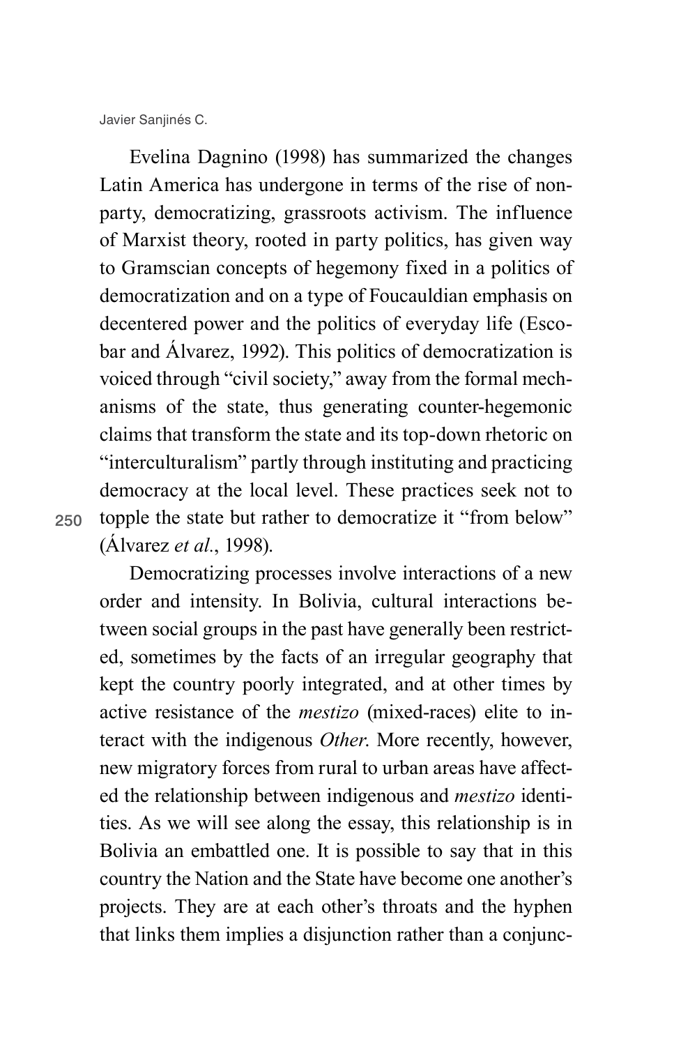Evelina Dagnino (1998) has summarized the changes Latin America has undergone in terms of the rise of non-party, democratizing, grassroots activism. The influence of Marxist theory, rooted in party politics, has given way to Gramscian concepts of hegemony fixed in a politics of democratization and on a type of Foucauldian emphasis on decentered power and the politics of everyday life (Escobar and Álvarez, 1992). This politics of democratization is voiced through "civil society," away from the formal mechanisms of the state, thus generating counter-hegemonic claims that transform the state and its top-down rhetoric on "interculturalism" partly through instituting and practicing democracy at the local level. These practices seek not to topple the state but rather to democratize it "from below" (Álvarez *et al.*, 1998).

Democratizing processes involve interactions of a new order and intensity. In Bolivia, cultural interactions between social groups in the past have generally been restricted, sometimes by the facts of an irregular geography that kept the country poorly integrated, and at other times by active resistance of the *mestizo* (mixed-races) elite to interact with the indigenous *Other*. More recently, however, new migratory forces from rural to urban areas have affected the relationship between indigenous and *mestizo* identities. As we will see along the essay, this relationship is in Bolivia an embattled one. It is possible to say that in this country the Nation and the State have become one another's projects. They are at each other's throats and the hyphen that links them implies a disjunction rather than a conjunc-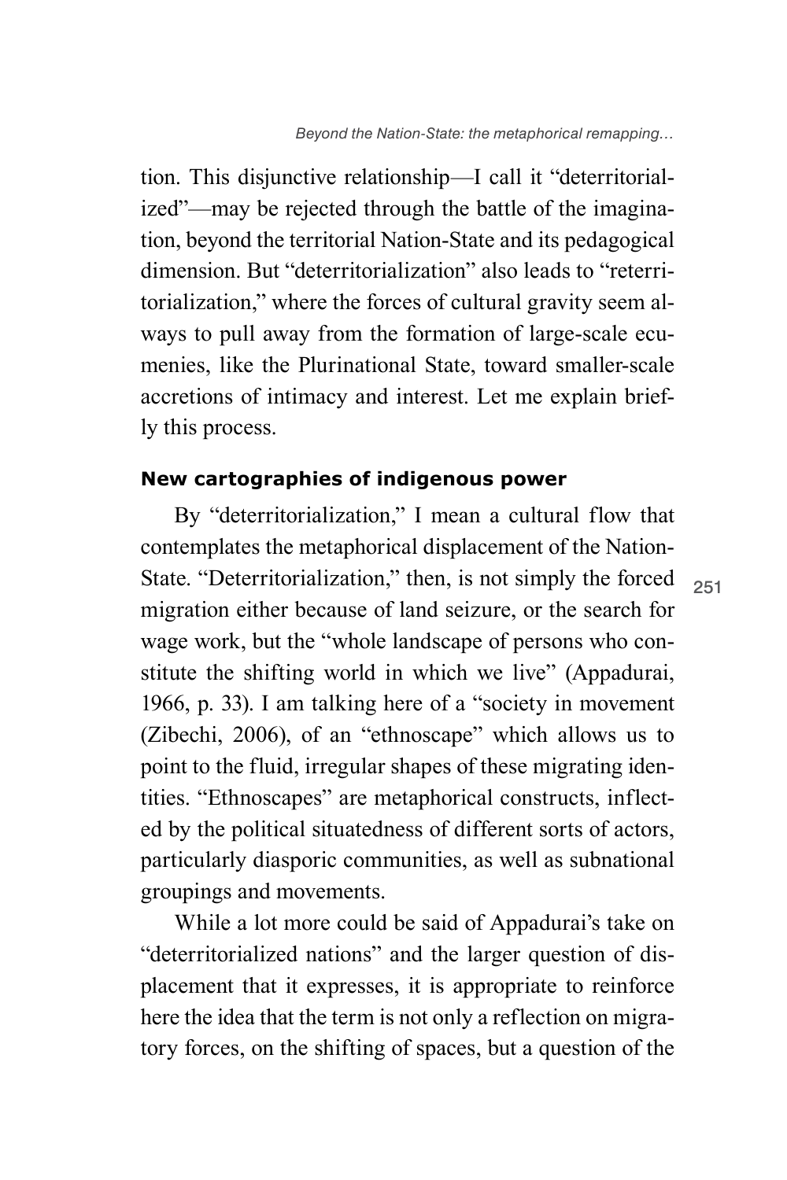tion. This disjunctive relationship—I call it "deterritorialized"—may be rejected through the battle of the imagination, beyond the territorial Nation-State and its pedagogical dimension. But "deterritorialization" also leads to "reterritorialization," where the forces of cultural gravity seem always to pull away from the formation of large-scale ecumenies, like the Plurinational State, toward smaller-scale accretions of intimacy and interest. Let me explain briefly this process.

## New cartographies of indigenous power

By "deterritorialization," I mean a cultural flow that contemplates the metaphorical displacement of the Nation-State. "Deterritorialization," then, is not simply the forced migration either because of land seizure, or the search for wage work, but the "whole landscape of persons who constitute the shifting world in which we live" (Appadurai, 1966, p. 33). I am talking here of a "society in movement (Zibechi, 2006), of an "ethnoscape" which allows us to point to the fluid, irregular shapes of these migrating identities. "Ethnoscapes" are metaphorical constructs, inflected by the political situatedness of different sorts of actors, particularly diasporic communities, as well as subnational groupings and movements.

While a lot more could be said of Appadurai's take on "deterritorialized nations" and the larger question of displacement that it expresses, it is appropriate to reinforce here the idea that the term is not only a reflection on migratory forces, on the shifting of spaces, but a question of the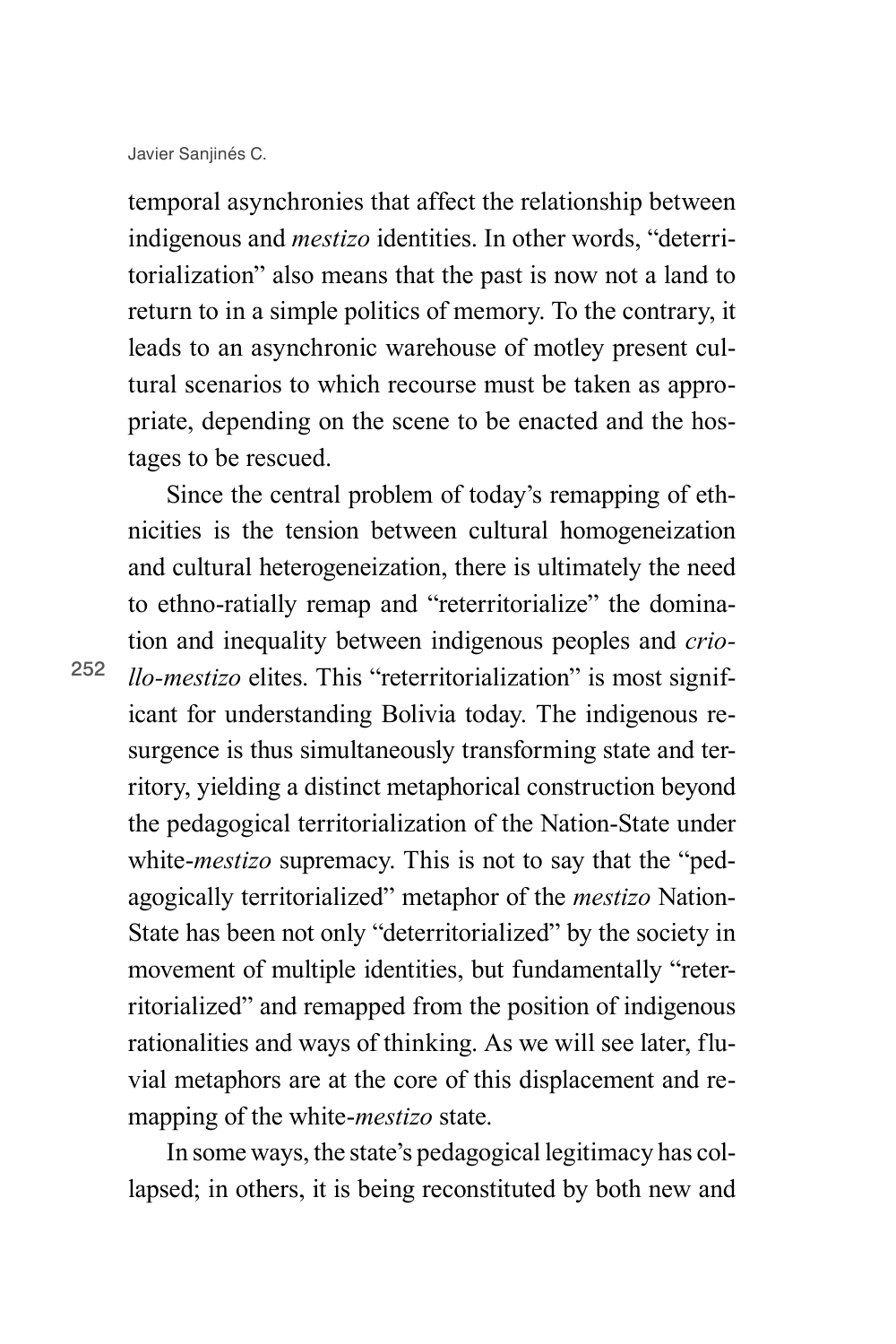temporal asynchronies that affect the relationship between indigenous and *mestizo* identities. In other words, "deterritorialization" also means that the past is now not a land to return to in a simple politics of memory. To the contrary, it leads to an asynchronic warehouse of motley present cultural scenarios to which recourse must be taken as appropriate, depending on the scene to be enacted and the hostages to be rescued.

Since the central problem of today's remapping of ethnicities is the tension between cultural homogeneization and cultural heterogeneization, there is ultimately the need to ethno-ratially remap and "reterritorialize" the domination and inequality between indigenous peoples and *criollo-mestizo* elites. This "reterritorialization" is most significant for understanding Bolivia today. The indigenous resurgence is thus simultaneously transforming state and territory, yielding a distinct metaphorical construction beyond the pedagogical territorialization of the Nation-State under white-*mestizo* supremacy. This is not to say that the "pedagogically territorialized" metaphor of the *mestizo* Nation-State has been not only "deterritorialized" by the society in movement of multiple identities, but fundamentally "reterritorialized" and remapped from the position of indigenous rationalities and ways of thinking. As we will see later, fluvial metaphors are at the core of this displacement and remapping of the white-*mestizo* state.

In some ways, the state's pedagogical legitimacy has collapsed; in others, it is being reconstituted by both new and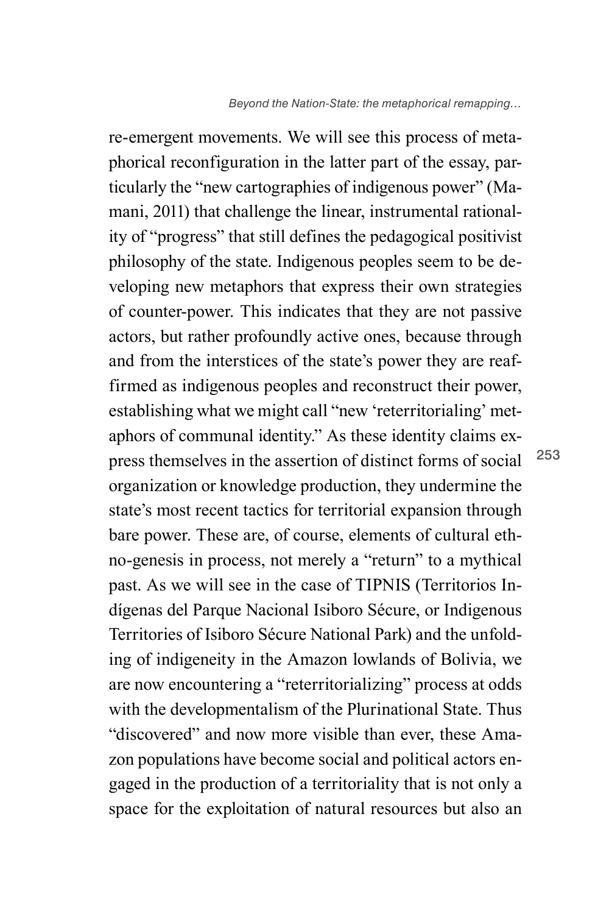re-emergent movements. We will see this process of metaphorical reconfiguration in the latter part of the essay, particularly the "new cartographies of indigenous power" (Mamani, 2011) that challenge the linear, instrumental rationality of "progress" that still defines the pedagogical positivist philosophy of the state. Indigenous peoples seem to be developing new metaphors that express their own strategies of counter-power. This indicates that they are not passive actors, but rather profoundly active ones, because through and from the interstices of the state's power they are reaffirmed as indigenous peoples and reconstruct their power, establishing what we might call "new 'reterritorialing' metaphors of communal identity." As these identity claims express themselves in the assertion of distinct forms of social organization or knowledge production, they undermine the state's most recent tactics for territorial expansion through bare power. These are, of course, elements of cultural ethno-genesis in process, not merely a "return" to a mythical past. As we will see in the case of TIPNIS (Territorios Indígenas del Parque Nacional Isiboro Sécure, or Indigenous Territories of Isiboro Sécure National Park) and the unfolding of indigeneity in the Amazon lowlands of Bolivia, we are now encountering a "reterritorializing" process at odds with the developmentalism of the Plurinational State. Thus "discovered" and now more visible than ever, these Amazon populations have become social and political actors engaged in the production of a territoriality that is not only a space for the exploitation of natural resources but also an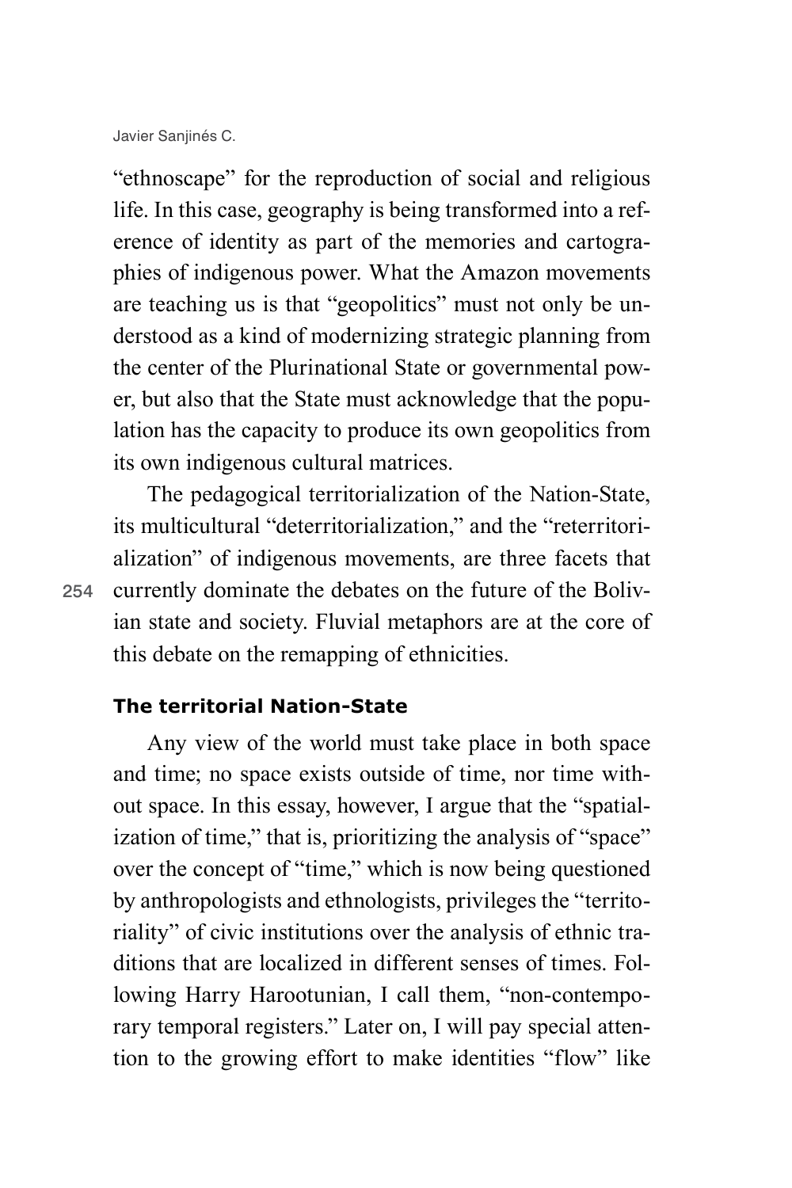"ethnoscape" for the reproduction of social and religious life. In this case, geography is being transformed into a reference of identity as part of the memories and cartographies of indigenous power. What the Amazon movements are teaching us is that "geopolitics" must not only be understood as a kind of modernizing strategic planning from the center of the Plurinational State or governmental power, but also that the State must acknowledge that the population has the capacity to produce its own geopolitics from its own indigenous cultural matrices.

The pedagogical territorialization of the Nation-State, its multicultural "deterritorialization," and the "reterritorialization" of indigenous movements, are three facets that currently dominate the debates on the future of the Bolivian state and society. Fluvial metaphors are at the core of this debate on the remapping of ethnicities.

### The territorial Nation-State

Any view of the world must take place in both space and time; no space exists outside of time, nor time without space. In this essay, however, I argue that the "spatialization of time," that is, prioritizing the analysis of "space" over the concept of "time," which is now being questioned by anthropologists and ethnologists, privileges the "territoriality" of civic institutions over the analysis of ethnic traditions that are localized in different senses of times. Following Harry Harootunian, I call them, "non-contemporary temporal registers." Later on, I will pay special attention to the growing effort to make identities "flow" like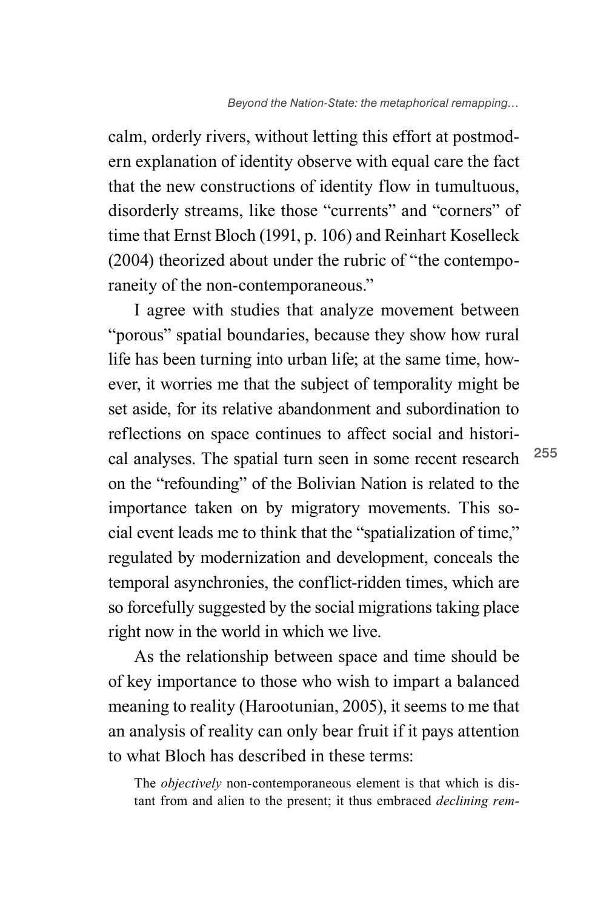calm, orderly rivers, without letting this effort at postmodern explanation of identity observe with equal care the fact that the new constructions of identity flow in tumultuous, disorderly streams, like those "currents" and "corners" of time that Ernst Bloch (1991, p. 106) and Reinhart Koselleck (2004) theorized about under the rubric of "the contemporaneity of the non-contemporaneous."

I agree with studies that analyze movement between "porous" spatial boundaries, because they show how rural life has been turning into urban life; at the same time, however, it worries me that the subject of temporality might be set aside, for its relative abandonment and subordination to reflections on space continues to affect social and historical analyses. The spatial turn seen in some recent research on the "refounding" of the Bolivian Nation is related to the importance taken on by migratory movements. This social event leads me to think that the "spatialization of time," regulated by modernization and development, conceals the temporal asynchronies, the conflict-ridden times, which are so forcefully suggested by the social migrations taking place right now in the world in which we live.

As the relationship between space and time should be of key importance to those who wish to impart a balanced meaning to reality (Harootunian, 2005), it seems to me that an analysis of reality can only bear fruit if it pays attention to what Bloch has described in these terms:

> The *objectively* non-contemporaneous element is that which is distant from and alien to the present; it thus embraced *declining rem-*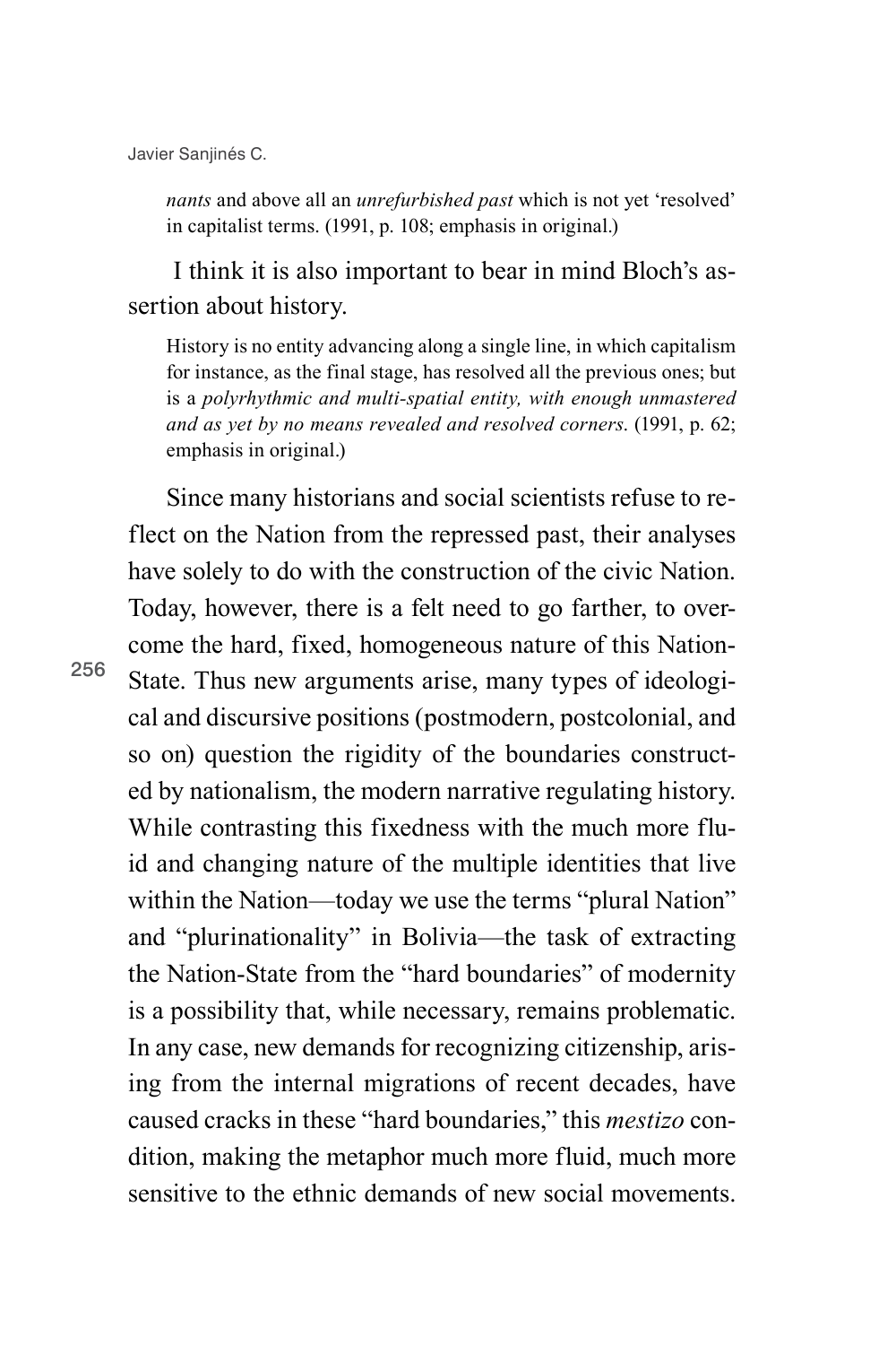*nants* and above all an *unrefurbished past* which is not yet 'resolved' in capitalist terms. (1991, p. 108; emphasis in original.)

I think it is also important to bear in mind Bloch's assertion about history.

> History is no entity advancing along a single line, in which capitalism for instance, as the final stage, has resolved all the previous ones; but is a *polyrhythmic and multi-spatial entity, with enough unmastered and as yet by no means revealed and resolved corners*. (1991, p. 62; emphasis in original.)

Since many historians and social scientists refuse to reflect on the Nation from the repressed past, their analyses have solely to do with the construction of the civic Nation. Today, however, there is a felt need to go farther, to overcome the hard, fixed, homogeneous nature of this Nation-State. Thus new arguments arise, many types of ideological and discursive positions (postmodern, postcolonial, and so on) question the rigidity of the boundaries constructed by nationalism, the modern narrative regulating history. While contrasting this fixedness with the much more fluid and changing nature of the multiple identities that live within the Nation—today we use the terms "plural Nation" and "plurinationality" in Bolivia—the task of extracting the Nation-State from the "hard boundaries" of modernity is a possibility that, while necessary, remains problematic. In any case, new demands for recognizing citizenship, arising from the internal migrations of recent decades, have caused cracks in these "hard boundaries," this *mestizo* condition, making the metaphor much more fluid, much more sensitive to the ethnic demands of new social movements.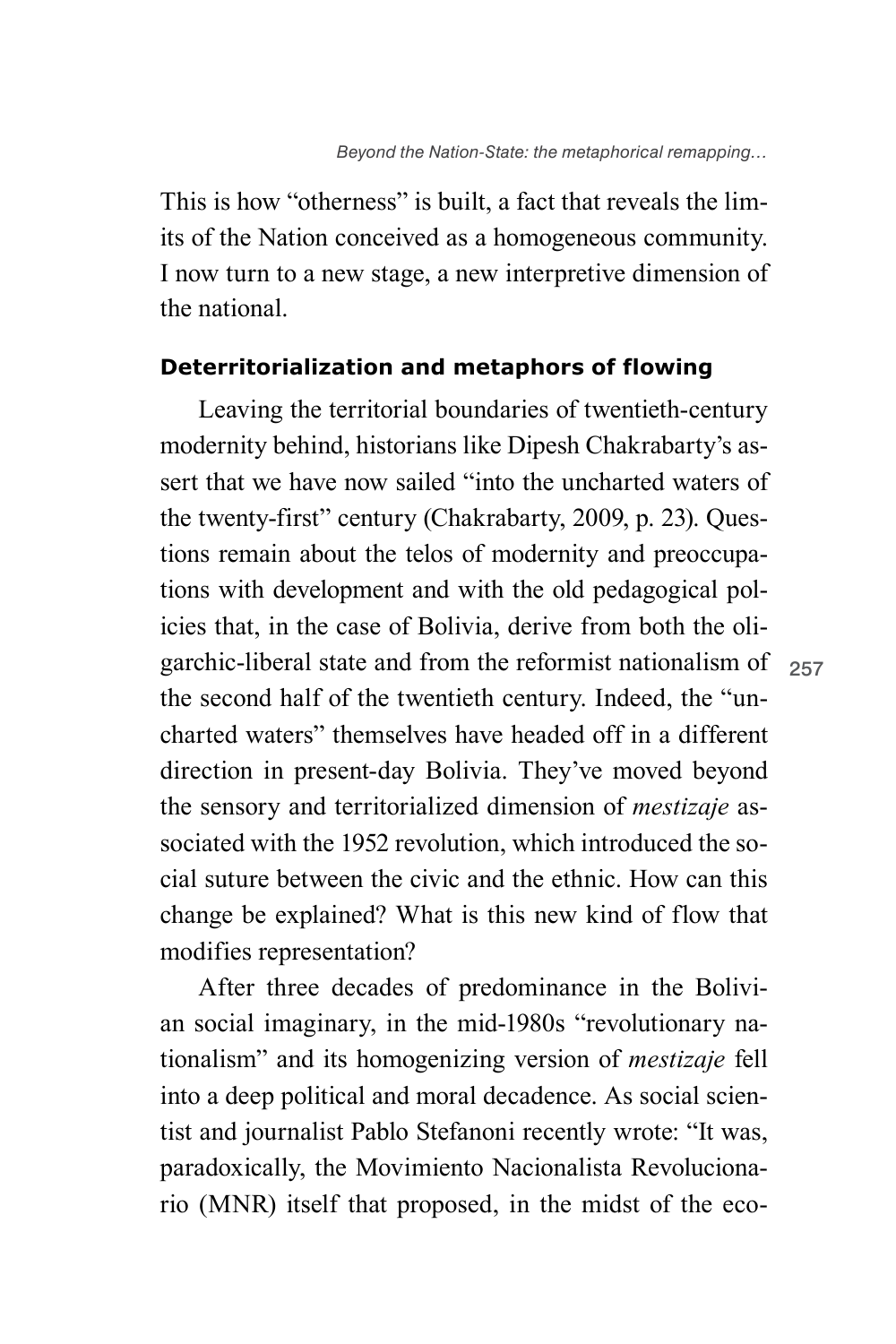This is how "otherness" is built, a fact that reveals the limits of the Nation conceived as a homogeneous community. I now turn to a new stage, a new interpretive dimension of the national.

### Deterritorialization and metaphors of flowing

Leaving the territorial boundaries of twentieth-century modernity behind, historians like Dipesh Chakrabarty's assert that we have now sailed "into the uncharted waters of the twenty-first" century (Chakrabarty, 2009, p. 23). Questions remain about the telos of modernity and preoccupations with development and with the old pedagogical policies that, in the case of Bolivia, derive from both the oligarchic-liberal state and from the reformist nationalism of the second half of the twentieth century. Indeed, the "uncharted waters" themselves have headed off in a different direction in present-day Bolivia. They've moved beyond the sensory and territorialized dimension of *mestizaje* associated with the 1952 revolution, which introduced the social suture between the civic and the ethnic. How can this change be explained? What is this new kind of flow that modifies representation?

After three decades of predominance in the Bolivian social imaginary, in the mid-1980s "revolutionary nationalism" and its homogenizing version of *mestizaje* fell into a deep political and moral decadence. As social scientist and journalist Pablo Stefanoni recently wrote: "It was, paradoxically, the Movimiento Nacionalista Revolucionario (MNR) itself that proposed, in the midst of the eco-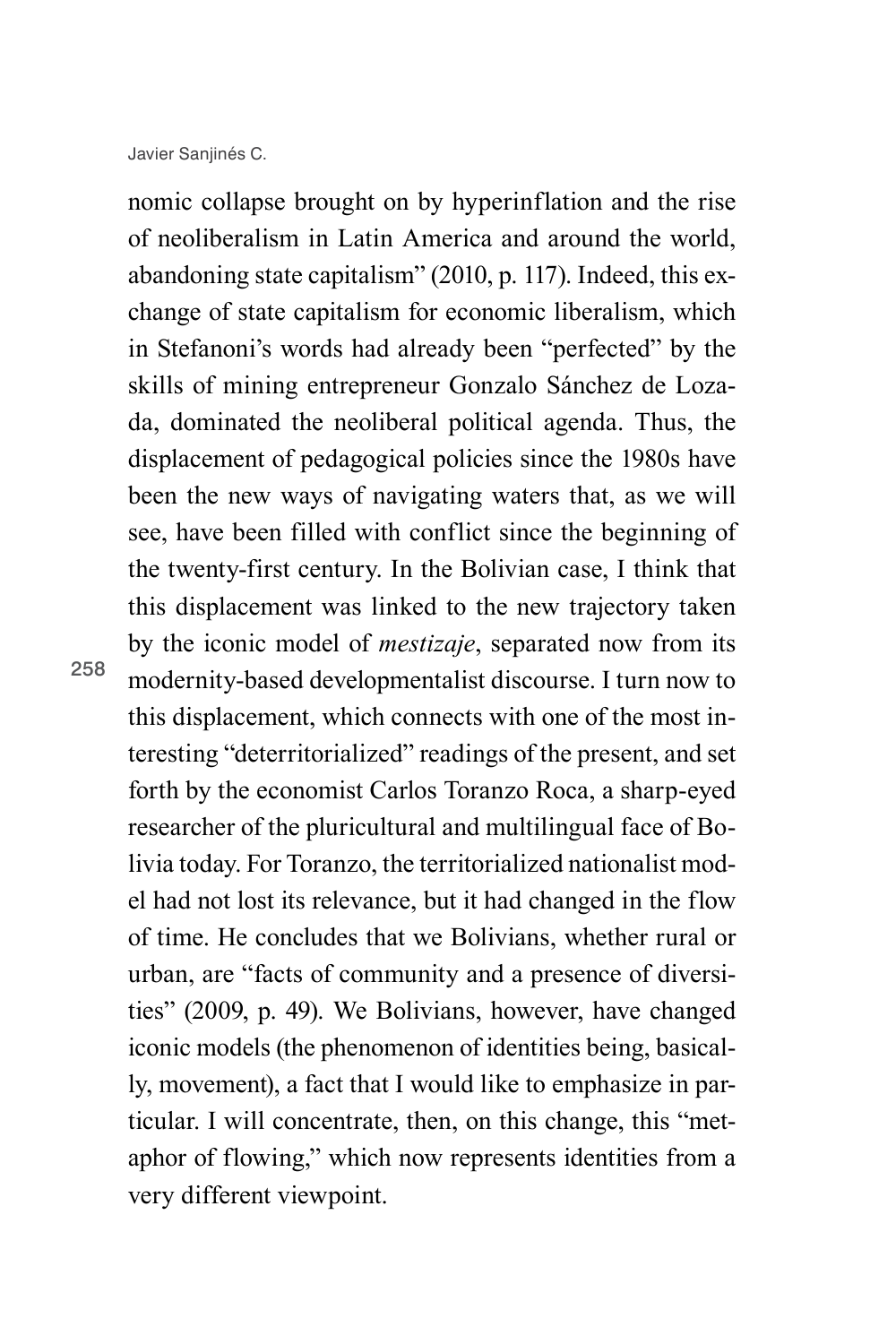nomic collapse brought on by hyperinflation and the rise of neoliberalism in Latin America and around the world, abandoning state capitalism" (2010, p. 117). Indeed, this exchange of state capitalism for economic liberalism, which in Stefanoni's words had already been "perfected" by the skills of mining entrepreneur Gonzalo Sánchez de Lozada, dominated the neoliberal political agenda. Thus, the displacement of pedagogical policies since the 1980s have been the new ways of navigating waters that, as we will see, have been filled with conflict since the beginning of the twenty-first century. In the Bolivian case, I think that this displacement was linked to the new trajectory taken by the iconic model of *mestizaje*, separated now from its modernity-based developmentalist discourse. I turn now to this displacement, which connects with one of the most interesting "deterritorialized" readings of the present, and set forth by the economist Carlos Toranzo Roca, a sharp-eyed researcher of the pluricultural and multilingual face of Bolivia today. For Toranzo, the territorialized nationalist model had not lost its relevance, but it had changed in the flow of time. He concludes that we Bolivians, whether rural or urban, are "facts of community and a presence of diversities" (2009, p. 49). We Bolivians, however, have changed iconic models (the phenomenon of identities being, basically, movement), a fact that I would like to emphasize in particular. I will concentrate, then, on this change, this "metaphor of flowing," which now represents identities from a very different viewpoint.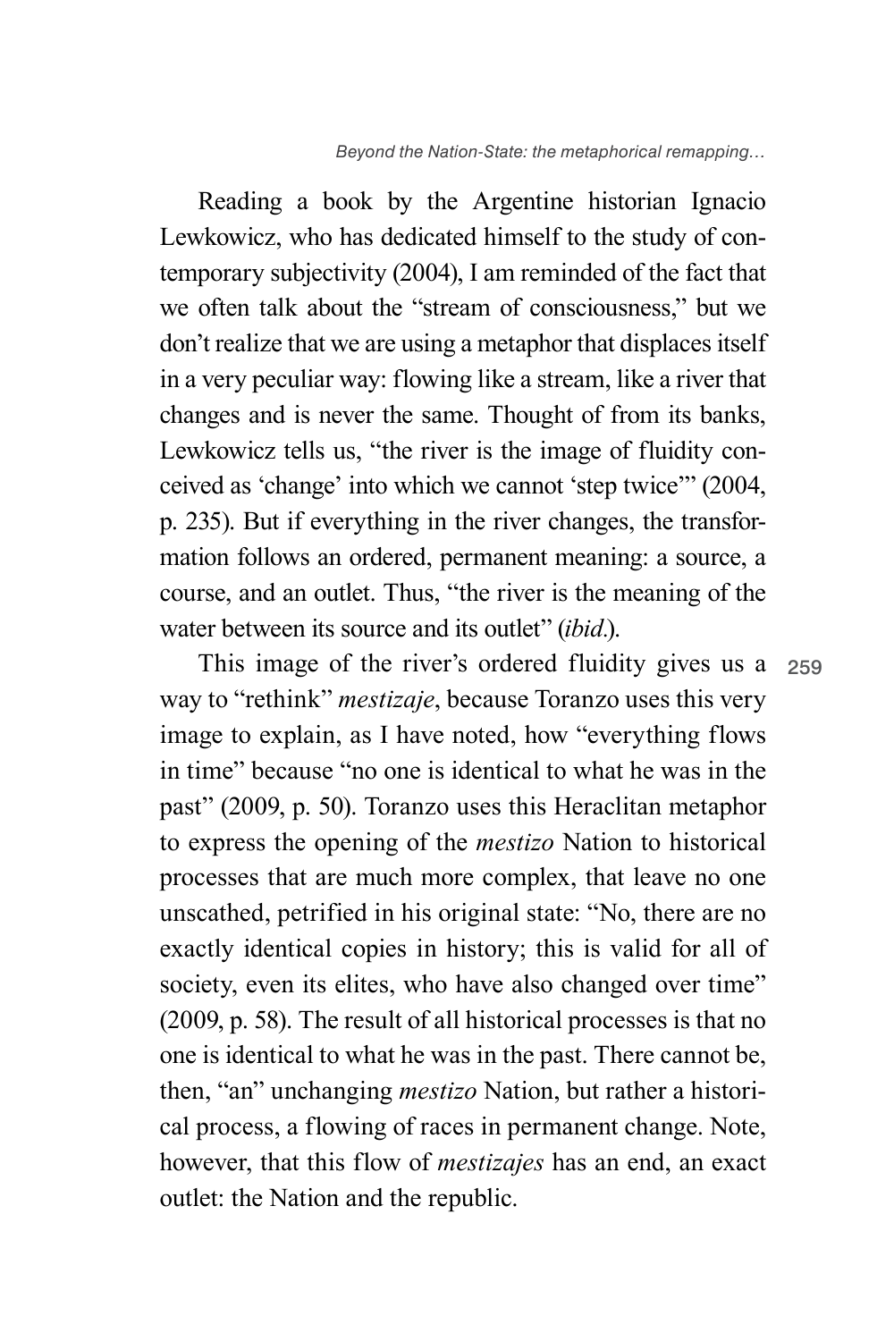Reading a book by the Argentine historian Ignacio Lewkowicz, who has dedicated himself to the study of contemporary subjectivity (2004), I am reminded of the fact that we often talk about the "stream of consciousness," but we don't realize that we are using a metaphor that displaces itself in a very peculiar way: flowing like a stream, like a river that changes and is never the same. Thought of from its banks, Lewkowicz tells us, "the river is the image of fluidity conceived as 'change' into which we cannot 'step twice'" (2004, p. 235). But if everything in the river changes, the transformation follows an ordered, permanent meaning: a source, a course, and an outlet. Thus, "the river is the meaning of the water between its source and its outlet" (*ibid.*).

This image of the river's ordered fluidity gives us a way to "rethink" *mestizaje*, because Toranzo uses this very image to explain, as I have noted, how "everything flows in time" because "no one is identical to what he was in the past" (2009, p. 50). Toranzo uses this Heraclitan metaphor to express the opening of the *mestizo* Nation to historical processes that are much more complex, that leave no one unscathed, petrified in his original state: "No, there are no exactly identical copies in history; this is valid for all of society, even its elites, who have also changed over time" (2009, p. 58). The result of all historical processes is that no one is identical to what he was in the past. There cannot be, then, "an" unchanging *mestizo* Nation, but rather a historical process, a flowing of races in permanent change. Note, however, that this flow of *mestizajes* has an end, an exact outlet: the Nation and the republic.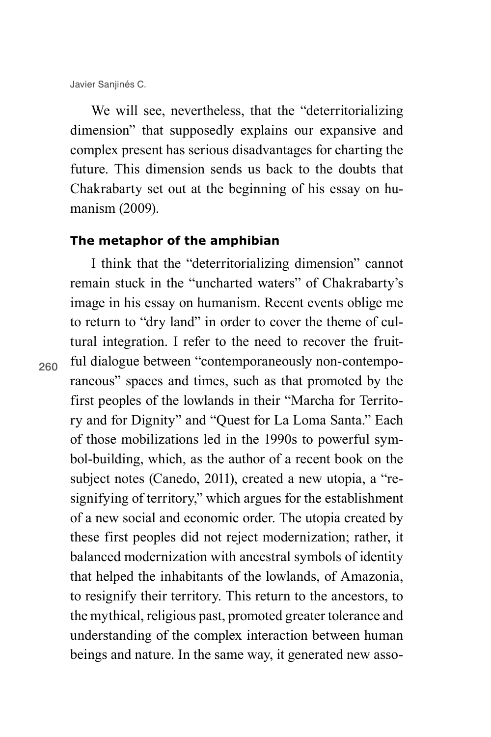We will see, nevertheless, that the "deterritorializing dimension" that supposedly explains our expansive and complex present has serious disadvantages for charting the future. This dimension sends us back to the doubts that Chakrabarty set out at the beginning of his essay on humanism (2009).

### The metaphor of the amphibian

I think that the "deterritorializing dimension" cannot remain stuck in the "uncharted waters" of Chakrabarty's image in his essay on humanism. Recent events oblige me to return to "dry land" in order to cover the theme of cultural integration. I refer to the need to recover the fruitful dialogue between "contemporaneously non-contemporaneous" spaces and times, such as that promoted by the first peoples of the lowlands in their "Marcha for Territory and for Dignity" and "Quest for La Loma Santa." Each of those mobilizations led in the 1990s to powerful symbol-building, which, as the author of a recent book on the subject notes (Canedo, 2011), created a new utopia, a "resignifying of territory," which argues for the establishment of a new social and economic order. The utopia created by these first peoples did not reject modernization; rather, it balanced modernization with ancestral symbols of identity that helped the inhabitants of the lowlands, of Amazonia, to resignify their territory. This return to the ancestors, to the mythical, religious past, promoted greater tolerance and understanding of the complex interaction between human beings and nature. In the same way, it generated new asso-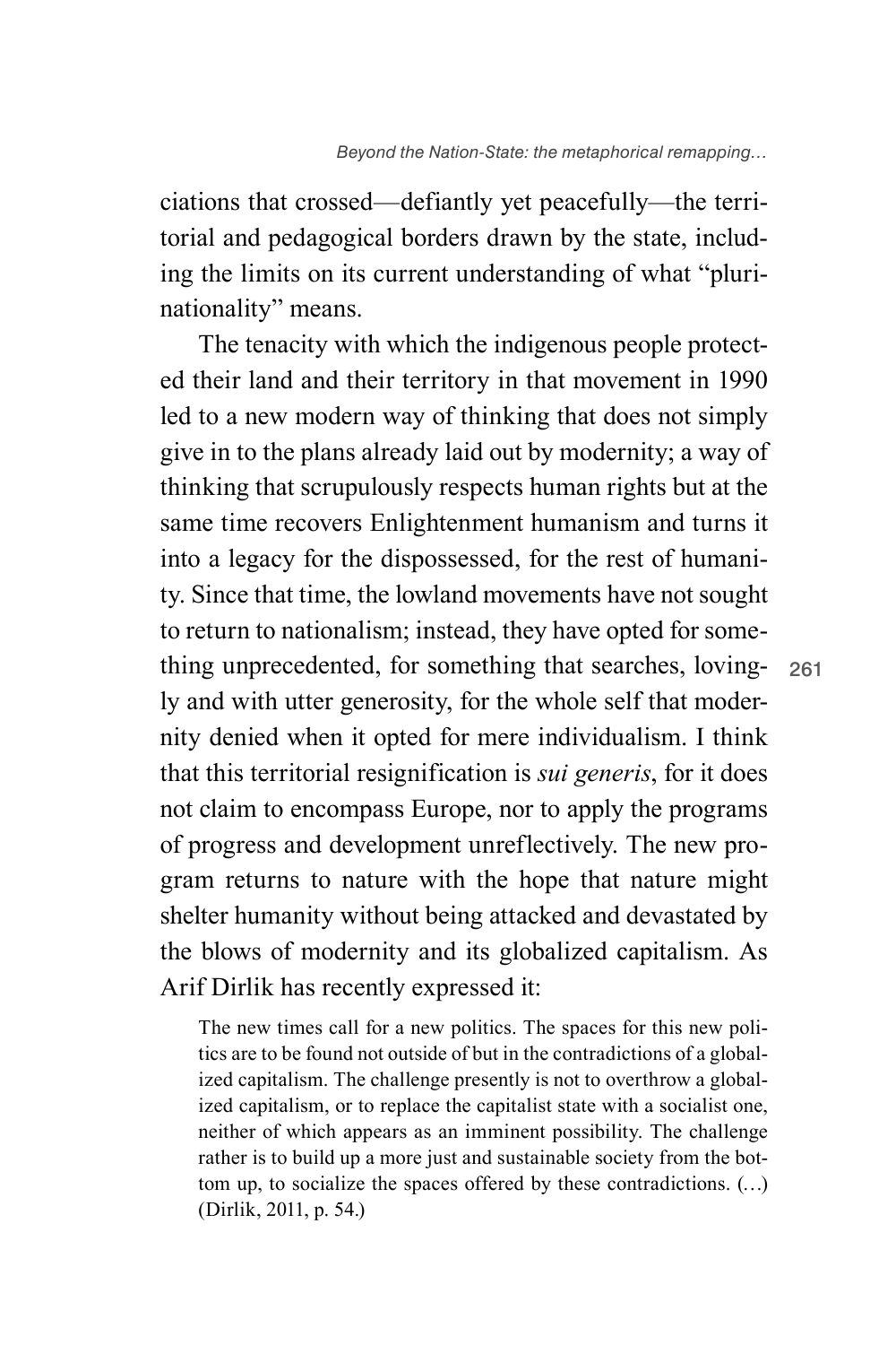ciations that crossed—defiantly yet peacefully—the territorial and pedagogical borders drawn by the state, including the limits on its current understanding of what "plurinationality" means.

The tenacity with which the indigenous people protected their land and their territory in that movement in 1990 led to a new modern way of thinking that does not simply give in to the plans already laid out by modernity; a way of thinking that scrupulously respects human rights but at the same time recovers Enlightenment humanism and turns it into a legacy for the dispossessed, for the rest of humanity. Since that time, the lowland movements have not sought to return to nationalism; instead, they have opted for something unprecedented, for something that searches, lovingly and with utter generosity, for the whole self that modernity denied when it opted for mere individualism. I think that this territorial resignification is *sui generis*, for it does not claim to encompass Europe, nor to apply the programs of progress and development unreflectively. The new program returns to nature with the hope that nature might shelter humanity without being attacked and devastated by the blows of modernity and its globalized capitalism. As Arif Dirlik has recently expressed it:

> The new times call for a new politics. The spaces for this new politics are to be found not outside of but in the contradictions of a globalized capitalism. The challenge presently is not to overthrow a globalized capitalism, or to replace the capitalist state with a socialist one, neither of which appears as an imminent possibility. The challenge rather is to build up a more just and sustainable society from the bottom up, to socialize the spaces offered by these contradictions. (…) (Dirlik, 2011, p. 54.)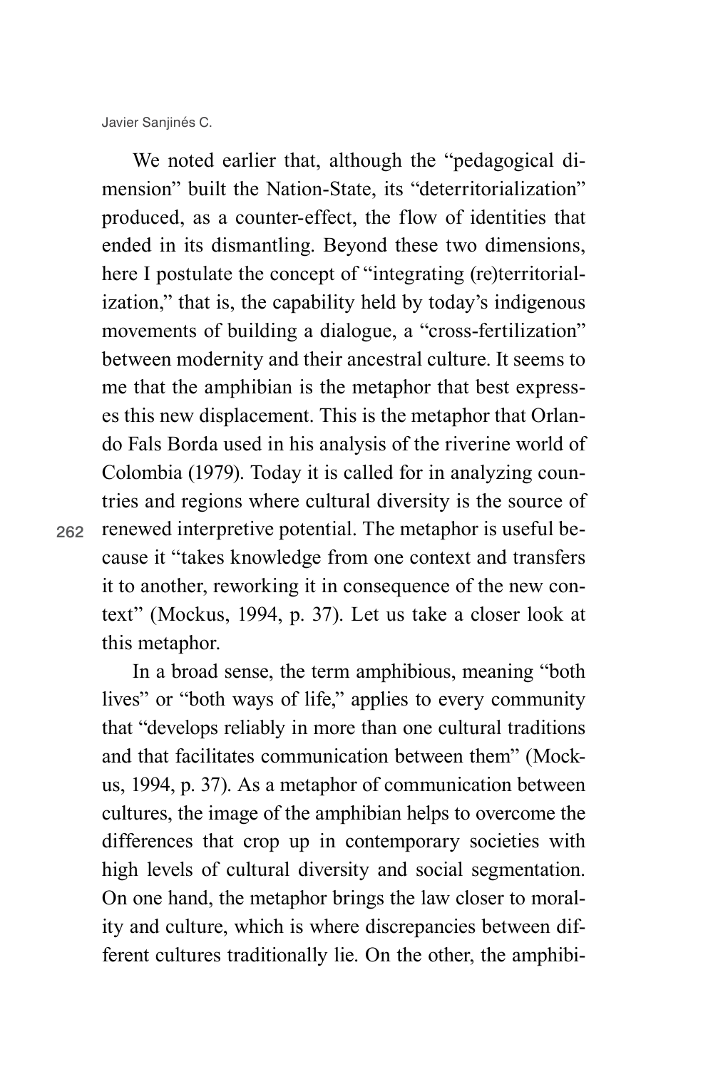We noted earlier that, although the "pedagogical dimension" built the Nation-State, its "deterritorialization" produced, as a counter-effect, the flow of identities that ended in its dismantling. Beyond these two dimensions, here I postulate the concept of "integrating (re)territorialization," that is, the capability held by today's indigenous movements of building a dialogue, a "cross-fertilization" between modernity and their ancestral culture. It seems to me that the amphibian is the metaphor that best expresses this new displacement. This is the metaphor that Orlando Fals Borda used in his analysis of the riverine world of Colombia (1979). Today it is called for in analyzing countries and regions where cultural diversity is the source of renewed interpretive potential. The metaphor is useful because it "takes knowledge from one context and transfers it to another, reworking it in consequence of the new context" (Mockus, 1994, p. 37). Let us take a closer look at this metaphor.

In a broad sense, the term amphibious, meaning "both lives" or "both ways of life," applies to every community that "develops reliably in more than one cultural traditions and that facilitates communication between them" (Mockus, 1994, p. 37). As a metaphor of communication between cultures, the image of the amphibian helps to overcome the differences that crop up in contemporary societies with high levels of cultural diversity and social segmentation. On one hand, the metaphor brings the law closer to morality and culture, which is where discrepancies between different cultures traditionally lie. On the other, the amphibi-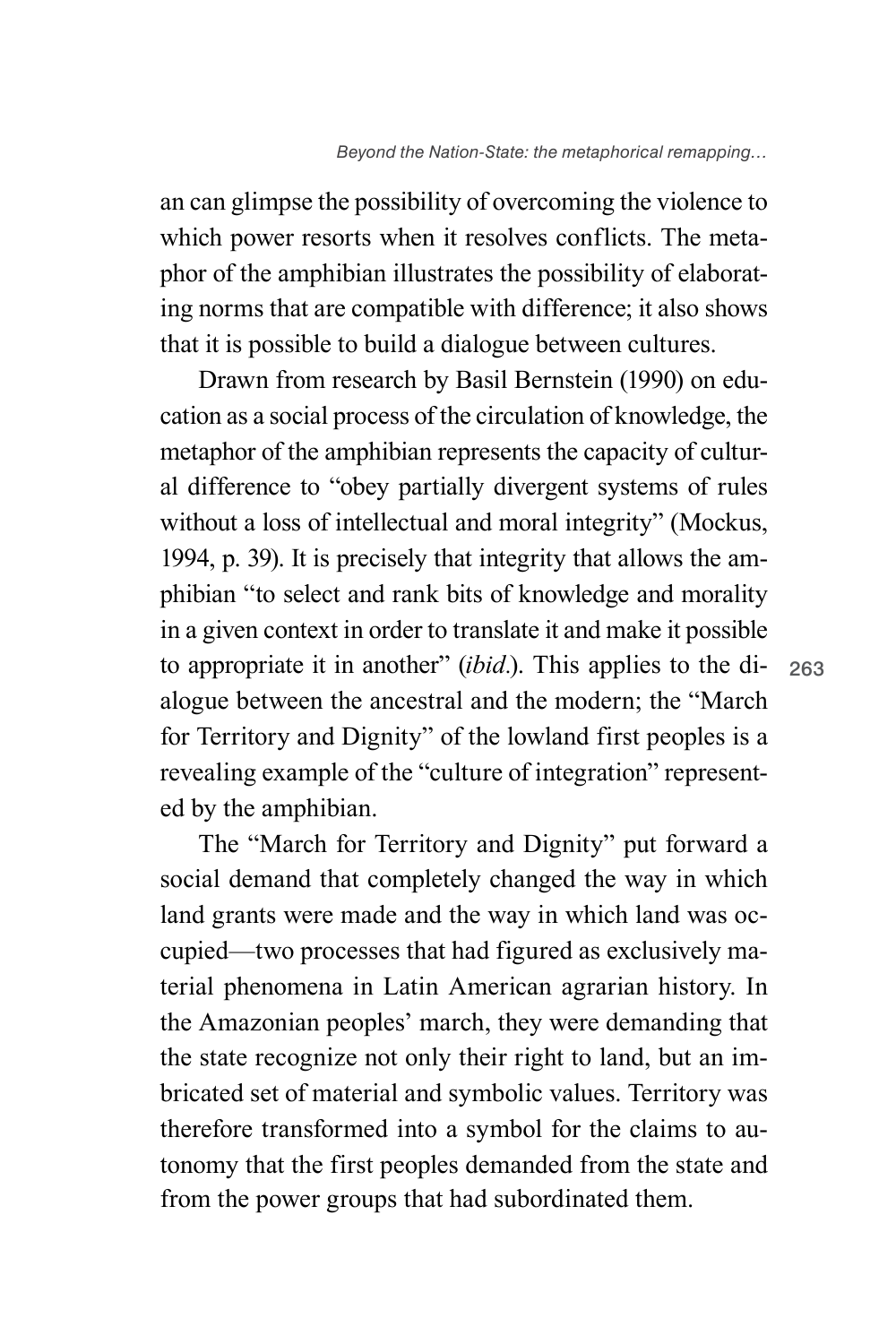an can glimpse the possibility of overcoming the violence to which power resorts when it resolves conflicts. The metaphor of the amphibian illustrates the possibility of elaborating norms that are compatible with difference; it also shows that it is possible to build a dialogue between cultures.

Drawn from research by Basil Bernstein (1990) on education as a social process of the circulation of knowledge, the metaphor of the amphibian represents the capacity of cultural difference to "obey partially divergent systems of rules without a loss of intellectual and moral integrity" (Mockus, 1994, p. 39). It is precisely that integrity that allows the amphibian "to select and rank bits of knowledge and morality in a given context in order to translate it and make it possible to appropriate it in another" (*ibid.*). This applies to the dialogue between the ancestral and the modern; the "March for Territory and Dignity" of the lowland first peoples is a revealing example of the "culture of integration" represented by the amphibian.

The "March for Territory and Dignity" put forward a social demand that completely changed the way in which land grants were made and the way in which land was occupied—two processes that had figured as exclusively material phenomena in Latin American agrarian history. In the Amazonian peoples' march, they were demanding that the state recognize not only their right to land, but an imbricated set of material and symbolic values. Territory was therefore transformed into a symbol for the claims to autonomy that the first peoples demanded from the state and from the power groups that had subordinated them.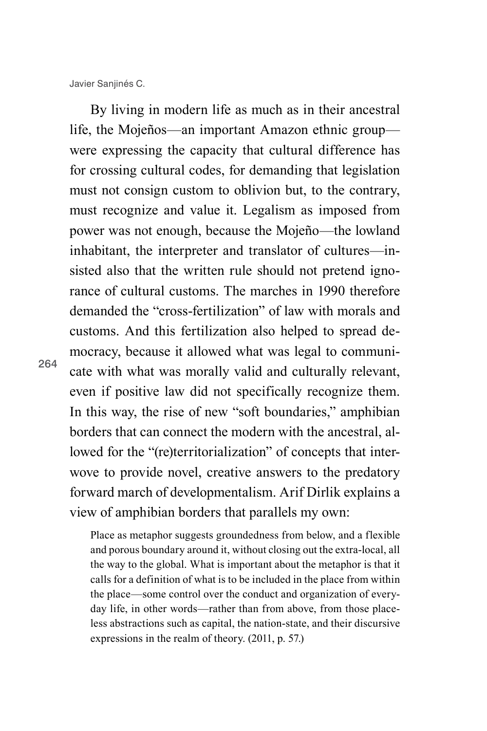By living in modern life as much as in their ancestral life, the Mojeños—an important Amazon ethnic group—were expressing the capacity that cultural difference has for crossing cultural codes, for demanding that legislation must not consign custom to oblivion but, to the contrary, must recognize and value it. Legalism as imposed from power was not enough, because the Mojeño—the lowland inhabitant, the interpreter and translator of cultures—insisted also that the written rule should not pretend ignorance of cultural customs. The marches in 1990 therefore demanded the "cross-fertilization" of law with morals and customs. And this fertilization also helped to spread democracy, because it allowed what was legal to communicate with what was morally valid and culturally relevant, even if positive law did not specifically recognize them. In this way, the rise of new "soft boundaries," amphibian borders that can connect the modern with the ancestral, allowed for the "(re)territorialization" of concepts that interwove to provide novel, creative answers to the predatory forward march of developmentalism. Arif Dirlik explains a view of amphibian borders that parallels my own:

> Place as metaphor suggests groundedness from below, and a flexible and porous boundary around it, without closing out the extra-local, all the way to the global. What is important about the metaphor is that it calls for a definition of what is to be included in the place from within the place—some control over the conduct and organization of everyday life, in other words—rather than from above, from those placeless abstractions such as capital, the nation-state, and their discursive expressions in the realm of theory. (2011, p. 57.)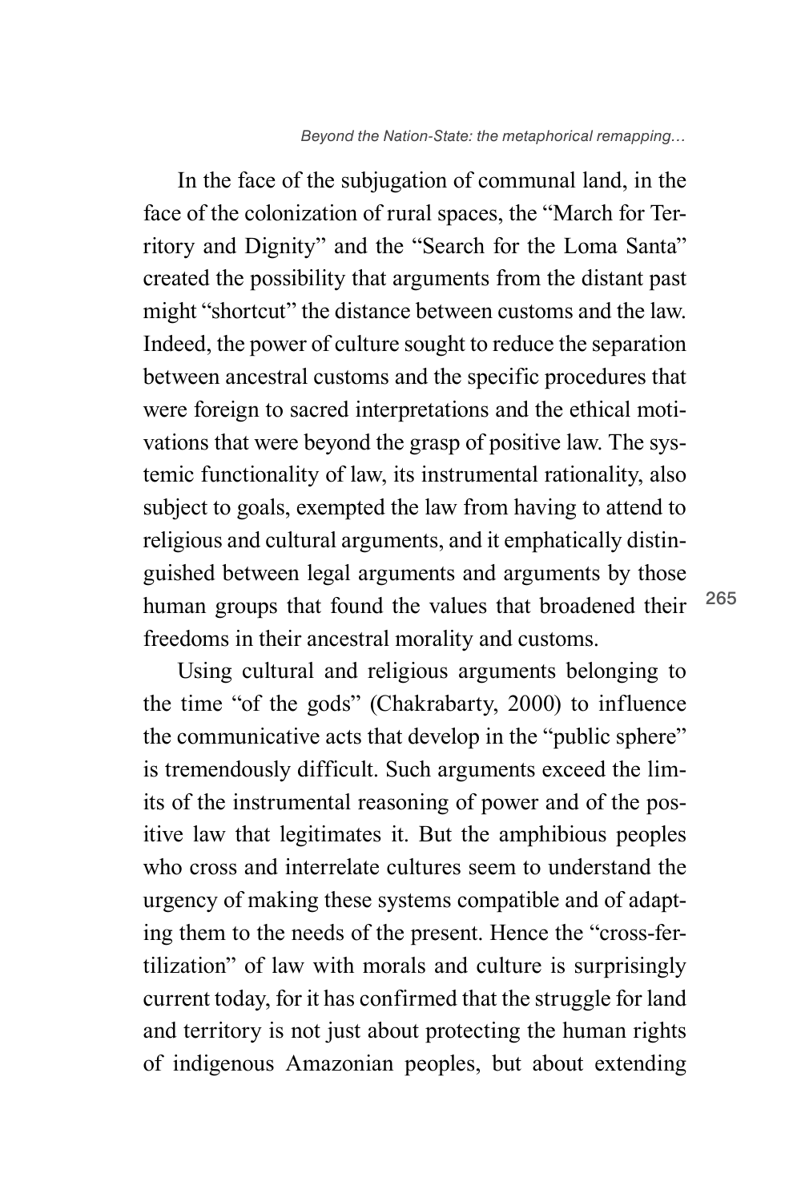In the face of the subjugation of communal land, in the face of the colonization of rural spaces, the "March for Territory and Dignity" and the "Search for the Loma Santa" created the possibility that arguments from the distant past might "shortcut" the distance between customs and the law. Indeed, the power of culture sought to reduce the separation between ancestral customs and the specific procedures that were foreign to sacred interpretations and the ethical motivations that were beyond the grasp of positive law. The systemic functionality of law, its instrumental rationality, also subject to goals, exempted the law from having to attend to religious and cultural arguments, and it emphatically distinguished between legal arguments and arguments by those human groups that found the values that broadened their freedoms in their ancestral morality and customs.

Using cultural and religious arguments belonging to the time "of the gods" (Chakrabarty, 2000) to influence the communicative acts that develop in the "public sphere" is tremendously difficult. Such arguments exceed the limits of the instrumental reasoning of power and of the positive law that legitimates it. But the amphibious peoples who cross and interrelate cultures seem to understand the urgency of making these systems compatible and of adapting them to the needs of the present. Hence the "cross-fertilization" of law with morals and culture is surprisingly current today, for it has confirmed that the struggle for land and territory is not just about protecting the human rights of indigenous Amazonian peoples, but about extending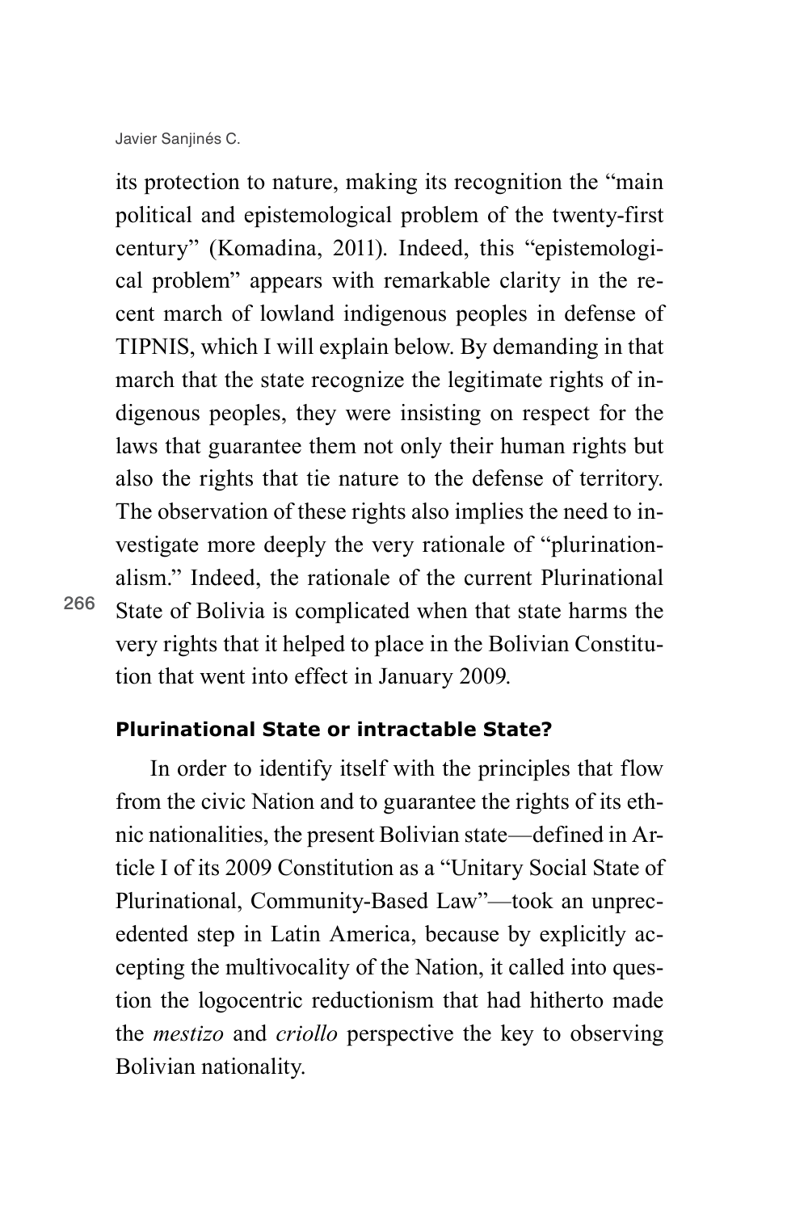its protection to nature, making its recognition the "main political and epistemological problem of the twenty-first century" (Komadina, 2011). Indeed, this "epistemological problem" appears with remarkable clarity in the recent march of lowland indigenous peoples in defense of TIPNIS, which I will explain below. By demanding in that march that the state recognize the legitimate rights of indigenous peoples, they were insisting on respect for the laws that guarantee them not only their human rights but also the rights that tie nature to the defense of territory. The observation of these rights also implies the need to investigate more deeply the very rationale of "plurinationalism." Indeed, the rationale of the current Plurinational State of Bolivia is complicated when that state harms the very rights that it helped to place in the Bolivian Constitution that went into effect in January 2009.

## Plurinational State or intractable State?

In order to identify itself with the principles that flow from the civic Nation and to guarantee the rights of its ethnic nationalities, the present Bolivian state—defined in Article I of its 2009 Constitution as a "Unitary Social State of Plurinational, Community-Based Law"—took an unprecedented step in Latin America, because by explicitly accepting the multivocality of the Nation, it called into question the logocentric reductionism that had hitherto made the *mestizo* and *criollo* perspective the key to observing Bolivian nationality.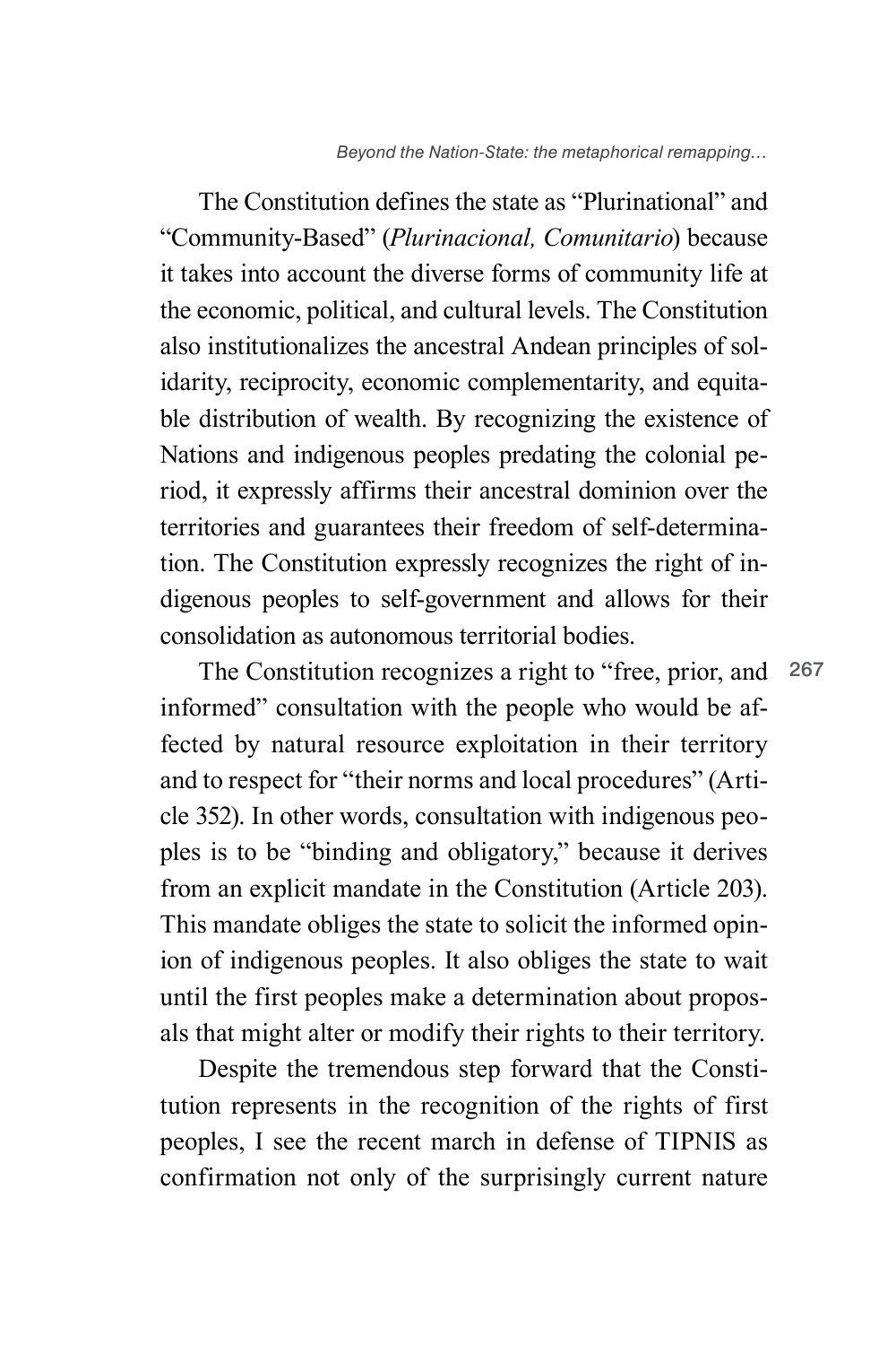The Constitution defines the state as "Plurinational" and "Community-Based" (*Plurinacional, Comunitario*) because it takes into account the diverse forms of community life at the economic, political, and cultural levels. The Constitution also institutionalizes the ancestral Andean principles of solidarity, reciprocity, economic complementarity, and equitable distribution of wealth. By recognizing the existence of Nations and indigenous peoples predating the colonial period, it expressly affirms their ancestral dominion over the territories and guarantees their freedom of self-determination. The Constitution expressly recognizes the right of indigenous peoples to self-government and allows for their consolidation as autonomous territorial bodies.

The Constitution recognizes a right to "free, prior, and informed" consultation with the people who would be affected by natural resource exploitation in their territory and to respect for "their norms and local procedures" (Article 352). In other words, consultation with indigenous peoples is to be "binding and obligatory," because it derives from an explicit mandate in the Constitution (Article 203). This mandate obliges the state to solicit the informed opinion of indigenous peoples. It also obliges the state to wait until the first peoples make a determination about proposals that might alter or modify their rights to their territory.

Despite the tremendous step forward that the Constitution represents in the recognition of the rights of first peoples, I see the recent march in defense of TIPNIS as confirmation not only of the surprisingly current nature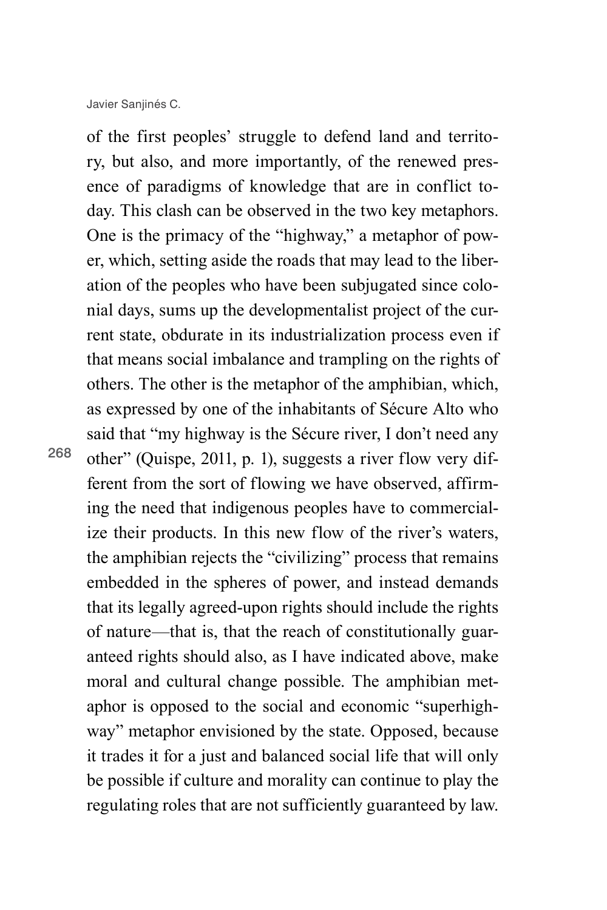of the first peoples' struggle to defend land and territory, but also, and more importantly, of the renewed presence of paradigms of knowledge that are in conflict today. This clash can be observed in the two key metaphors. One is the primacy of the "highway," a metaphor of power, which, setting aside the roads that may lead to the liberation of the peoples who have been subjugated since colonial days, sums up the developmentalist project of the current state, obdurate in its industrialization process even if that means social imbalance and trampling on the rights of others. The other is the metaphor of the amphibian, which, as expressed by one of the inhabitants of Sécure Alto who said that "my highway is the Sécure river, I don't need any other" (Quispe, 2011, p. 1), suggests a river flow very different from the sort of flowing we have observed, affirming the need that indigenous peoples have to commercialize their products. In this new flow of the river's waters, the amphibian rejects the "civilizing" process that remains embedded in the spheres of power, and instead demands that its legally agreed-upon rights should include the rights of nature—that is, that the reach of constitutionally guaranteed rights should also, as I have indicated above, make moral and cultural change possible. The amphibian metaphor is opposed to the social and economic "superhighway" metaphor envisioned by the state. Opposed, because it trades it for a just and balanced social life that will only be possible if culture and morality can continue to play the regulating roles that are not sufficiently guaranteed by law.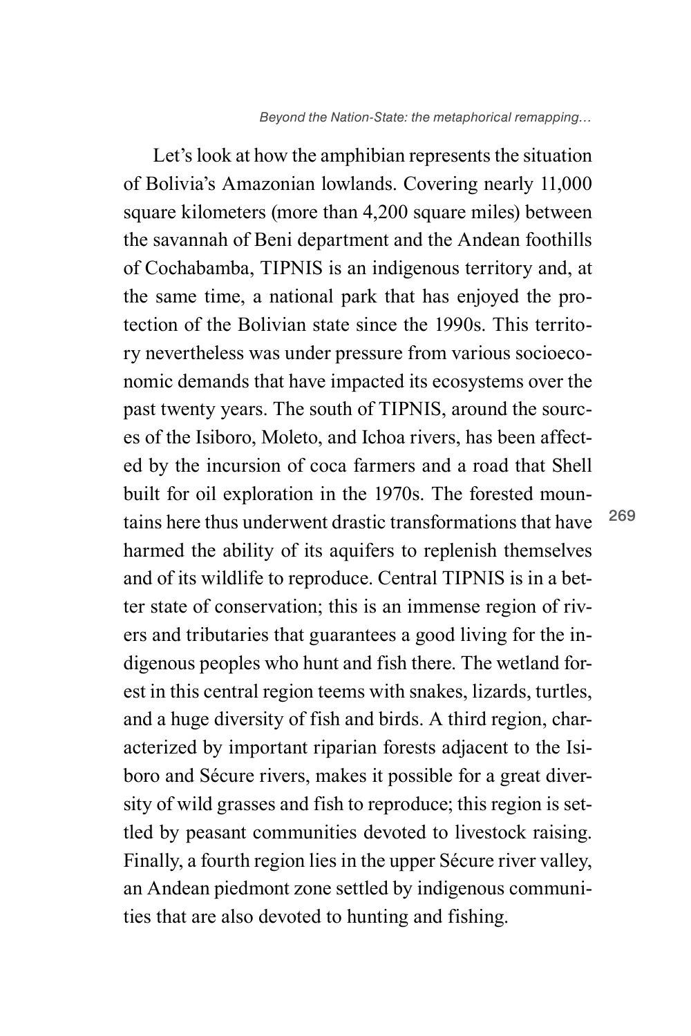Let's look at how the amphibian represents the situation of Bolivia's Amazonian lowlands. Covering nearly 11,000 square kilometers (more than 4,200 square miles) between the savannah of Beni department and the Andean foothills of Cochabamba, TIPNIS is an indigenous territory and, at the same time, a national park that has enjoyed the protection of the Bolivian state since the 1990s. This territory nevertheless was under pressure from various socioeconomic demands that have impacted its ecosystems over the past twenty years. The south of TIPNIS, around the sources of the Isiboro, Moleto, and Ichoa rivers, has been affected by the incursion of coca farmers and a road that Shell built for oil exploration in the 1970s. The forested mountains here thus underwent drastic transformations that have harmed the ability of its aquifers to replenish themselves and of its wildlife to reproduce. Central TIPNIS is in a better state of conservation; this is an immense region of rivers and tributaries that guarantees a good living for the indigenous peoples who hunt and fish there. The wetland forest in this central region teems with snakes, lizards, turtles, and a huge diversity of fish and birds. A third region, characterized by important riparian forests adjacent to the Isiboro and Sécure rivers, makes it possible for a great diversity of wild grasses and fish to reproduce; this region is settled by peasant communities devoted to livestock raising. Finally, a fourth region lies in the upper Sécure river valley, an Andean piedmont zone settled by indigenous communities that are also devoted to hunting and fishing.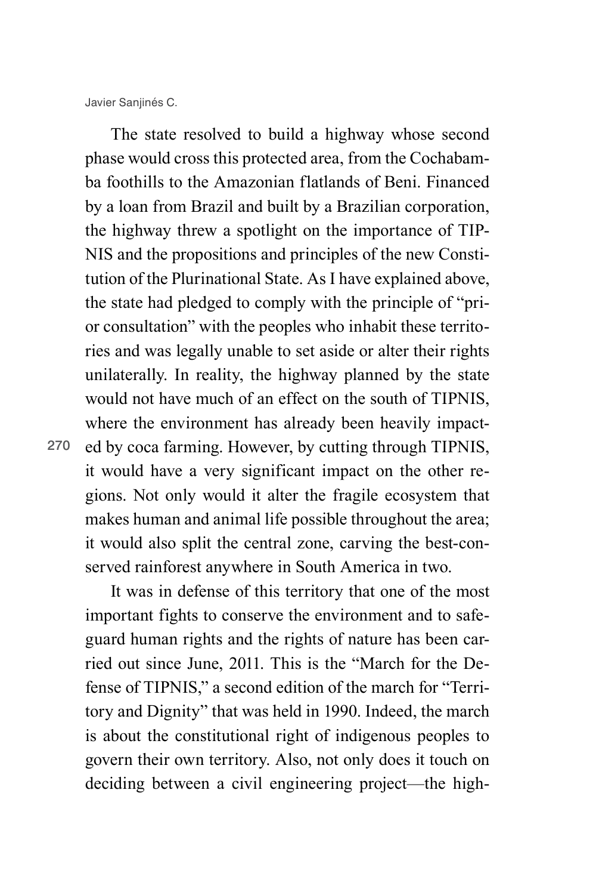The state resolved to build a highway whose second phase would cross this protected area, from the Cochabamba foothills to the Amazonian flatlands of Beni. Financed by a loan from Brazil and built by a Brazilian corporation, the highway threw a spotlight on the importance of TIPNIS and the propositions and principles of the new Constitution of the Plurinational State. As I have explained above, the state had pledged to comply with the principle of "prior consultation" with the peoples who inhabit these territories and was legally unable to set aside or alter their rights unilaterally. In reality, the highway planned by the state would not have much of an effect on the south of TIPNIS, where the environment has already been heavily impacted by coca farming. However, by cutting through TIPNIS, it would have a very significant impact on the other regions. Not only would it alter the fragile ecosystem that makes human and animal life possible throughout the area; it would also split the central zone, carving the best-conserved rainforest anywhere in South America in two.

It was in defense of this territory that one of the most important fights to conserve the environment and to safeguard human rights and the rights of nature has been carried out since June, 2011. This is the "March for the Defense of TIPNIS," a second edition of the march for "Territory and Dignity" that was held in 1990. Indeed, the march is about the constitutional right of indigenous peoples to govern their own territory. Also, not only does it touch on deciding between a civil engineering project—the high-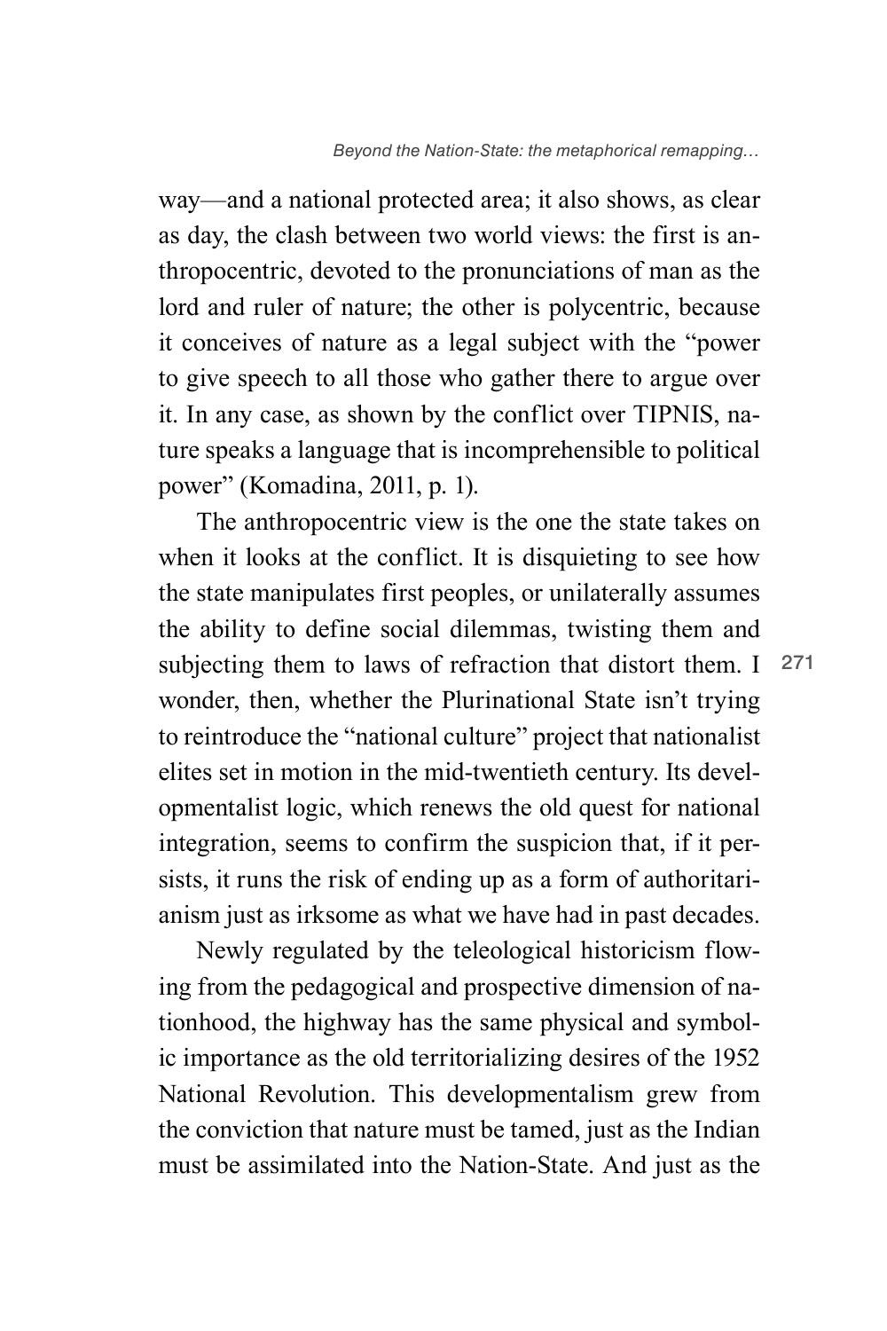way—and a national protected area; it also shows, as clear as day, the clash between two world views: the first is anthropocentric, devoted to the pronunciations of man as the lord and ruler of nature; the other is polycentric, because it conceives of nature as a legal subject with the "power to give speech to all those who gather there to argue over it. In any case, as shown by the conflict over TIPNIS, nature speaks a language that is incomprehensible to political power" (Komadina, 2011, p. 1).

The anthropocentric view is the one the state takes on when it looks at the conflict. It is disquieting to see how the state manipulates first peoples, or unilaterally assumes the ability to define social dilemmas, twisting them and subjecting them to laws of refraction that distort them. I wonder, then, whether the Plurinational State isn't trying to reintroduce the "national culture" project that nationalist elites set in motion in the mid-twentieth century. Its developmentalist logic, which renews the old quest for national integration, seems to confirm the suspicion that, if it persists, it runs the risk of ending up as a form of authoritarianism just as irksome as what we have had in past decades.

Newly regulated by the teleological historicism flowing from the pedagogical and prospective dimension of nationhood, the highway has the same physical and symbolic importance as the old territorializing desires of the 1952 National Revolution. This developmentalism grew from the conviction that nature must be tamed, just as the Indian must be assimilated into the Nation-State. And just as the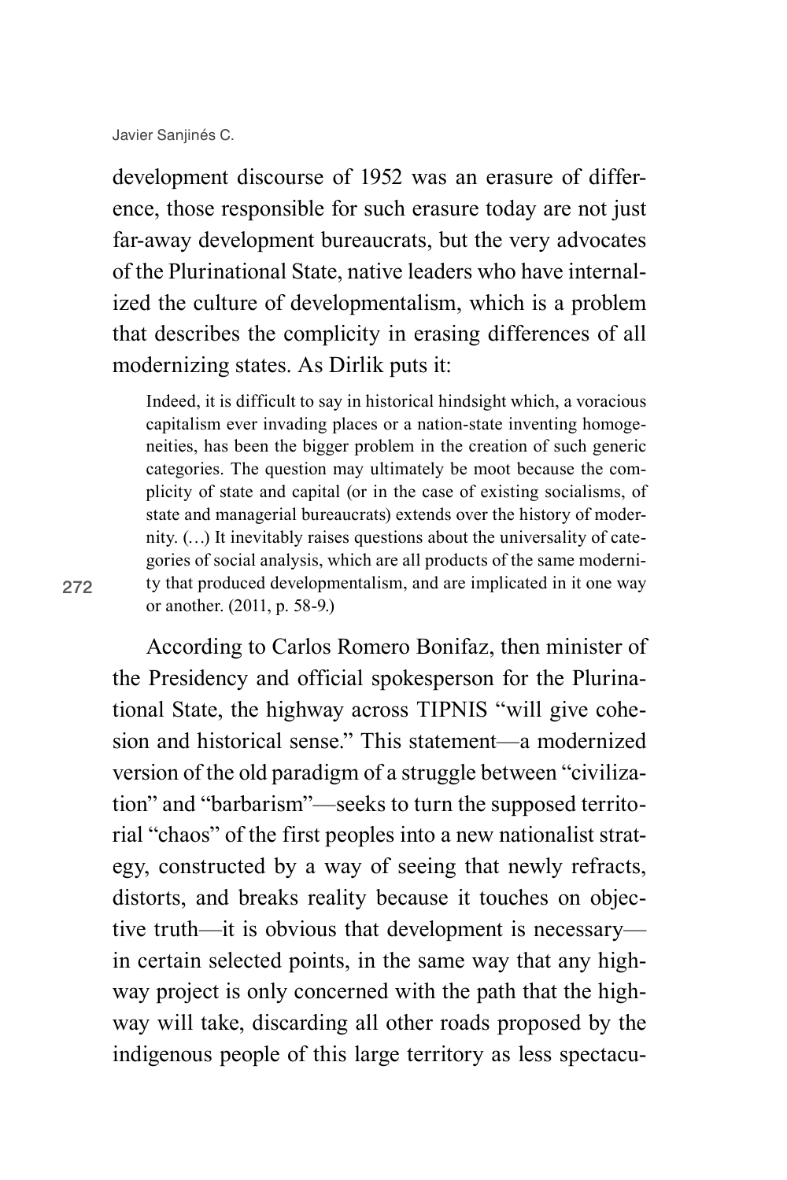development discourse of 1952 was an erasure of difference, those responsible for such erasure today are not just far-away development bureaucrats, but the very advocates of the Plurinational State, native leaders who have internalized the culture of developmentalism, which is a problem that describes the complicity in erasing differences of all modernizing states. As Dirlik puts it:

> Indeed, it is difficult to say in historical hindsight which, a voracious capitalism ever invading places or a nation-state inventing homogeneities, has been the bigger problem in the creation of such generic categories. The question may ultimately be moot because the complicity of state and capital (or in the case of existing socialisms, of state and managerial bureaucrats) extends over the history of modernity. (…) It inevitably raises questions about the universality of categories of social analysis, which are all products of the same modernity that produced developmentalism, and are implicated in it one way or another. (2011, p. 58-9.)

According to Carlos Romero Bonifaz, then minister of the Presidency and official spokesperson for the Plurinational State, the highway across TIPNIS "will give cohesion and historical sense." This statement—a modernized version of the old paradigm of a struggle between "civilization" and "barbarism"—seeks to turn the supposed territorial "chaos" of the first peoples into a new nationalist strategy, constructed by a way of seeing that newly refracts, distorts, and breaks reality because it touches on objective truth—it is obvious that development is necessary—in certain selected points, in the same way that any highway project is only concerned with the path that the highway will take, discarding all other roads proposed by the indigenous people of this large territory as less spectacu-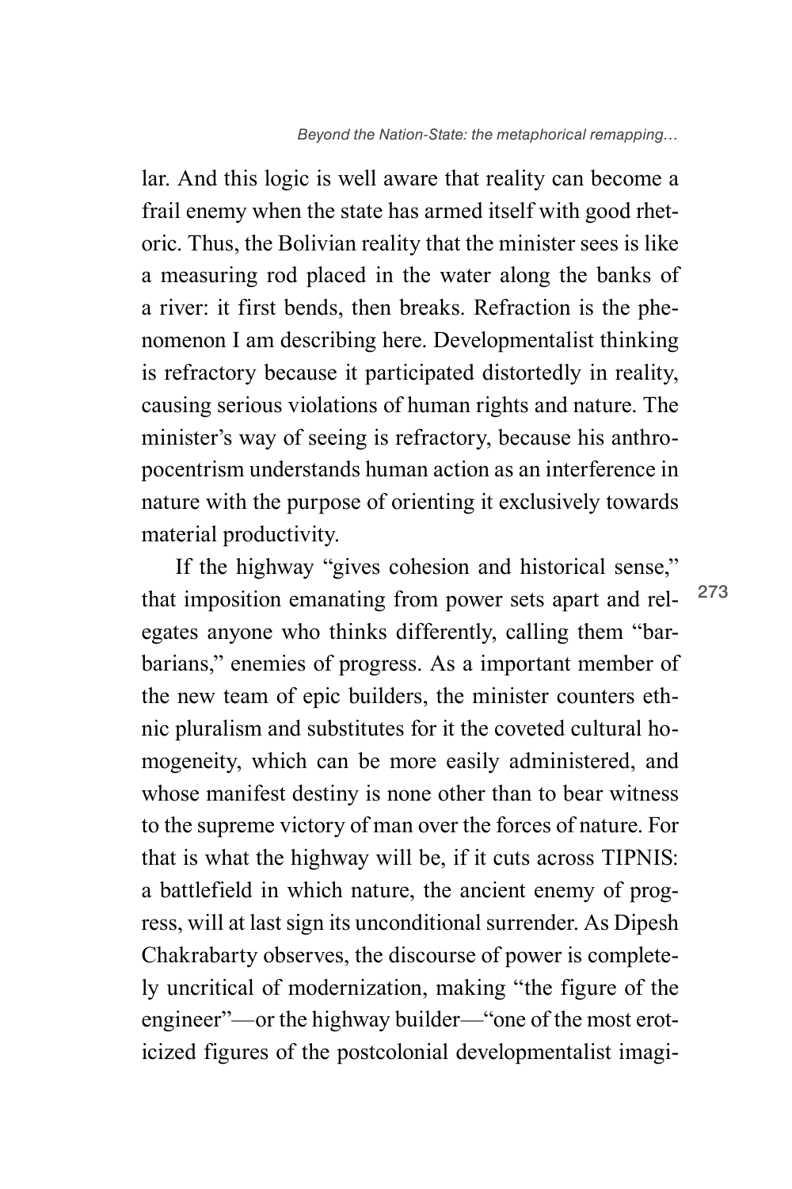lar. And this logic is well aware that reality can become a frail enemy when the state has armed itself with good rhetoric. Thus, the Bolivian reality that the minister sees is like a measuring rod placed in the water along the banks of a river: it first bends, then breaks. Refraction is the phenomenon I am describing here. Developmentalist thinking is refractory because it participated distortedly in reality, causing serious violations of human rights and nature. The minister's way of seeing is refractory, because his anthropocentrism understands human action as an interference in nature with the purpose of orienting it exclusively towards material productivity.

If the highway "gives cohesion and historical sense," that imposition emanating from power sets apart and relegates anyone who thinks differently, calling them "barbarians," enemies of progress. As a important member of the new team of epic builders, the minister counters ethnic pluralism and substitutes for it the coveted cultural homogeneity, which can be more easily administered, and whose manifest destiny is none other than to bear witness to the supreme victory of man over the forces of nature. For that is what the highway will be, if it cuts across TIPNIS: a battlefield in which nature, the ancient enemy of progress, will at last sign its unconditional surrender. As Dipesh Chakrabarty observes, the discourse of power is completely uncritical of modernization, making "the figure of the engineer"—or the highway builder—"one of the most eroticized figures of the postcolonial developmentalist imagi-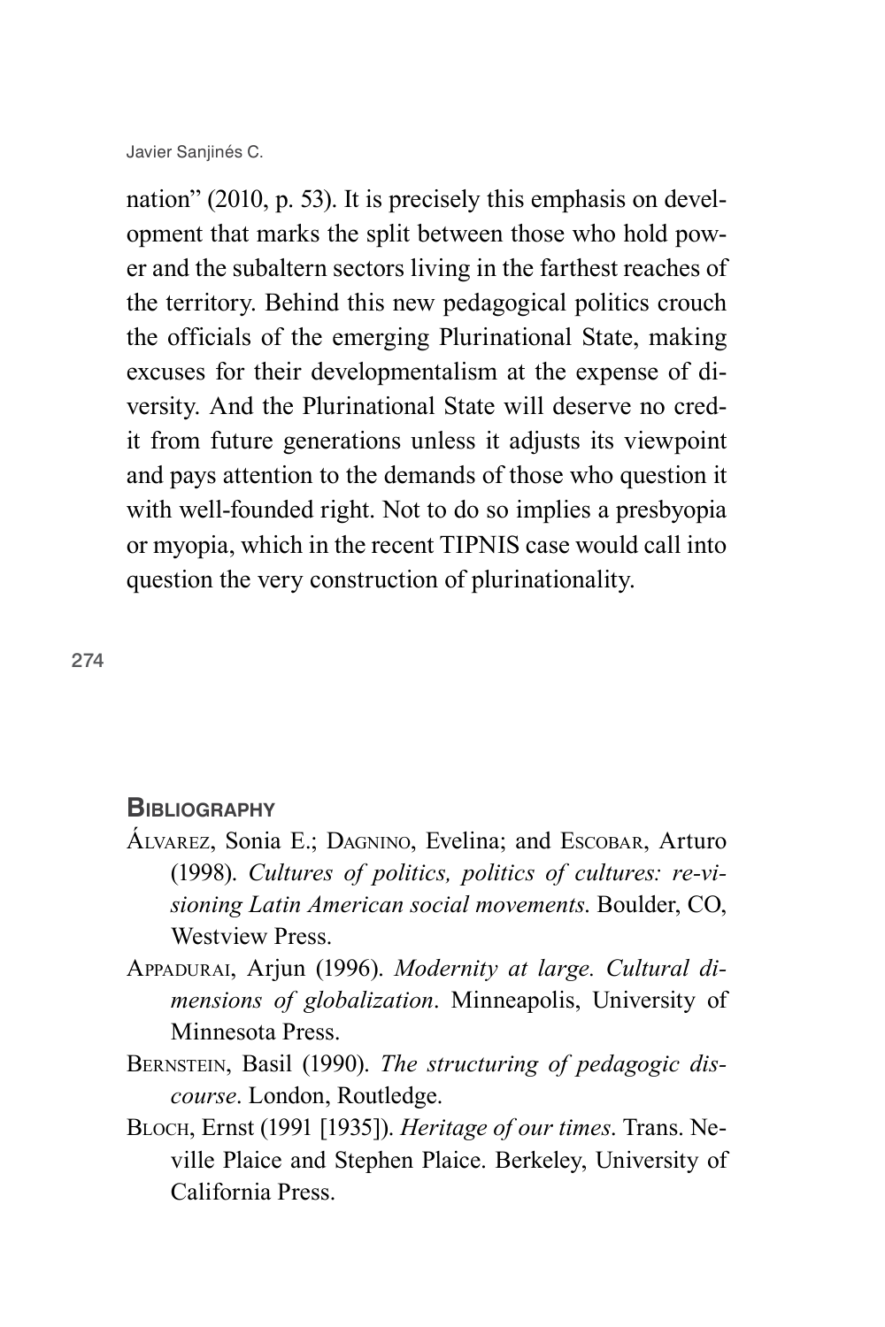nation" (2010, p. 53). It is precisely this emphasis on development that marks the split between those who hold power and the subaltern sectors living in the farthest reaches of the territory. Behind this new pedagogical politics crouch the officials of the emerging Plurinational State, making excuses for their developmentalism at the expense of diversity. And the Plurinational State will deserve no credit from future generations unless it adjusts its viewpoint and pays attention to the demands of those who question it with well-founded right. Not to do so implies a presbyopia or myopia, which in the recent TIPNIS case would call into question the very construction of plurinationality.

## Bibliography

Álvarez, Sonia E.; Dagnino, Evelina; and Escobar, Arturo (1998). *Cultures of politics, politics of cultures: re-visioning Latin American social movements*. Boulder, CO, Westview Press.

Appadurai, Arjun (1996). *Modernity at large. Cultural dimensions of globalization*. Minneapolis, University of Minnesota Press.

Bernstein, Basil (1990). *The structuring of pedagogic discourse*. London, Routledge.

Bloch, Ernst (1991 [1935]). *Heritage of our times*. Trans. Neville Plaice and Stephen Plaice. Berkeley, University of California Press.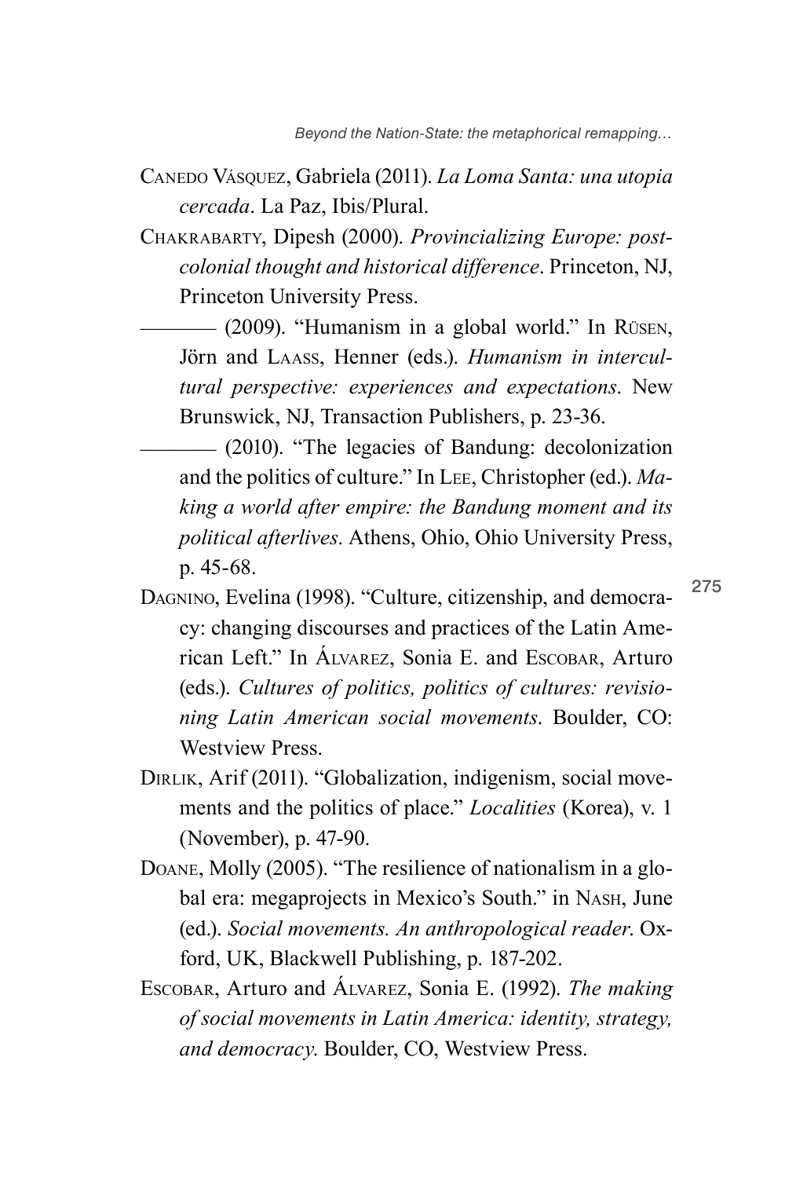Canedo Vásquez, Gabriela (2011). *La Loma Santa: una utopia cercada*. La Paz, Ibis/Plural.

Chakrabarty, Dipesh (2000). *Provincializing Europe: postcolonial thought and historical difference*. Princeton, NJ, Princeton University Press.

———— (2009). "Humanism in a global world." In Rüsen, Jörn and Laass, Henner (eds.). *Humanism in intercultural perspective: experiences and expectations*. New Brunswick, NJ, Transaction Publishers, p. 23-36.

———— (2010). "The legacies of Bandung: decolonization and the politics of culture." In Lee, Christopher (ed.). *Making a world after empire: the Bandung moment and its political afterlives*. Athens, Ohio, Ohio University Press, p. 45-68.

Dagnino, Evelina (1998). "Culture, citizenship, and democracy: changing discourses and practices of the Latin American Left." In Álvarez, Sonia E. and Escobar, Arturo (eds.). *Cultures of politics, politics of cultures: revisioning Latin American social movements*. Boulder, CO: Westview Press.

Dirlik, Arif (2011). "Globalization, indigenism, social movements and the politics of place." *Localities* (Korea), v. 1 (November), p. 47-90.

Doane, Molly (2005). "The resilience of nationalism in a global era: megaprojects in Mexico's South." in Nash, June (ed.). *Social movements. An anthropological reader*. Oxford, UK, Blackwell Publishing, p. 187-202.

Escobar, Arturo and Álvarez, Sonia E. (1992). *The making of social movements in Latin America: identity, strategy, and democracy*. Boulder, CO, Westview Press.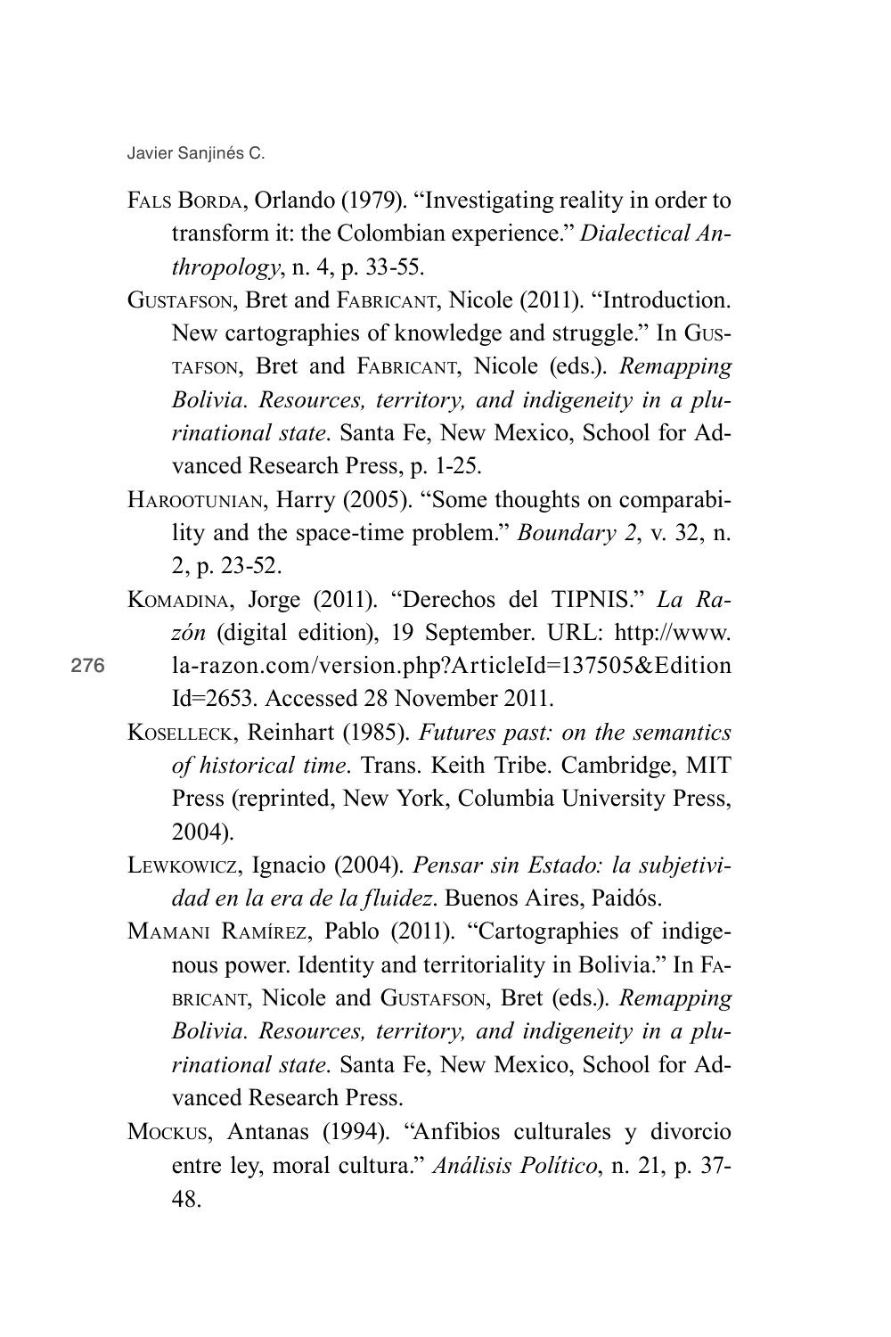Fals Borda, Orlando (1979). "Investigating reality in order to transform it: the Colombian experience." *Dialectical Anthropology*, n. 4, p. 33-55.

Gustafson, Bret and Fabricant, Nicole (2011). "Introduction. New cartographies of knowledge and struggle." In Gustafson, Bret and Fabricant, Nicole (eds.). *Remapping Bolivia. Resources, territory, and indigeneity in a plurinational state*. Santa Fe, New Mexico, School for Advanced Research Press, p. 1-25.

Harootunian, Harry (2005). "Some thoughts on comparability and the space-time problem." *Boundary 2*, v. 32, n. 2, p. 23-52.

Komadina, Jorge (2011). "Derechos del TIPNIS." *La Razón* (digital edition), 19 September. URL: http://www.la-razon.com/version.php?ArticleId=137505&EditionId=2653. Accessed 28 November 2011.

Koselleck, Reinhart (1985). *Futures past: on the semantics of historical time*. Trans. Keith Tribe. Cambridge, MIT Press (reprinted, New York, Columbia University Press, 2004).

Lewkowicz, Ignacio (2004). *Pensar sin Estado: la subjetividad en la era de la fluidez*. Buenos Aires, Paidós.

Mamani Ramírez, Pablo (2011). "Cartographies of indigenous power. Identity and territoriality in Bolivia." In Fabricant, Nicole and Gustafson, Bret (eds.). *Remapping Bolivia. Resources, territory, and indigeneity in a plurinational state*. Santa Fe, New Mexico, School for Advanced Research Press.

Mockus, Antanas (1994). "Anfibios culturales y divorcio entre ley, moral cultura." *Análisis Político*, n. 21, p. 37-48.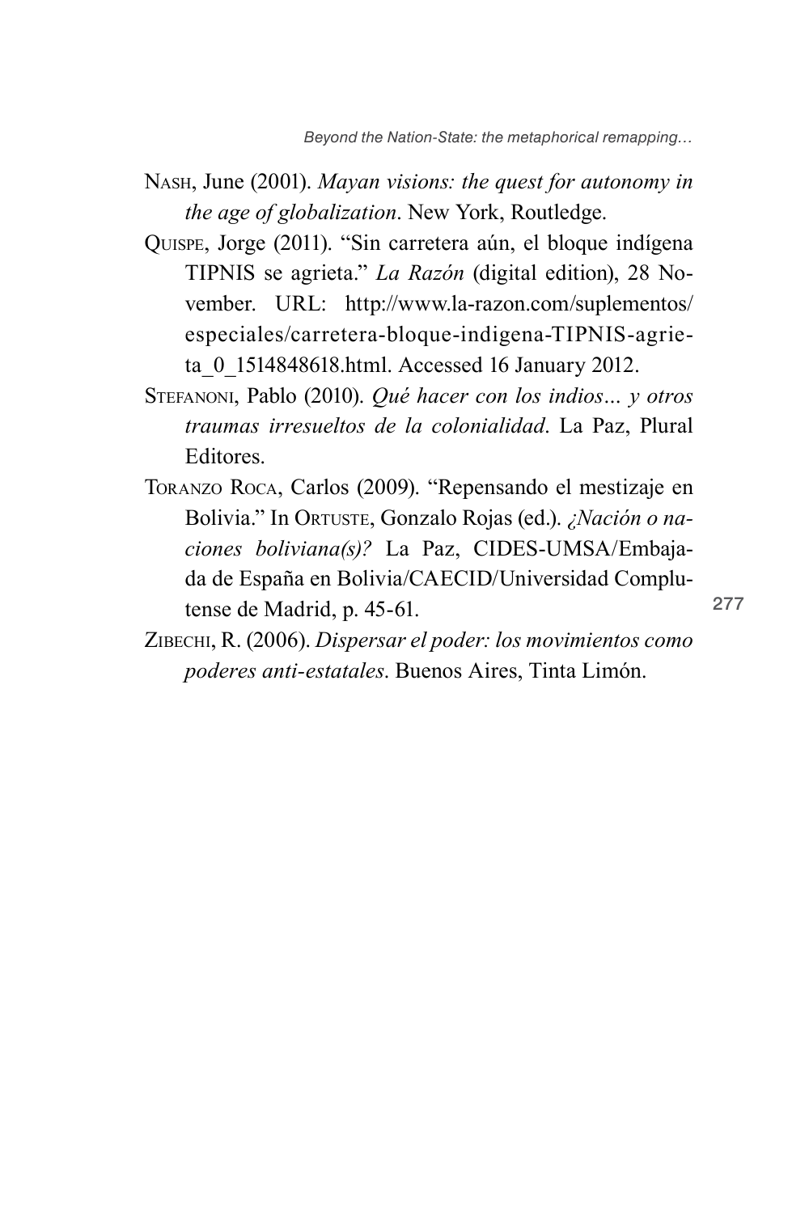Nash, June (2001). *Mayan visions: the quest for autonomy in the age of globalization*. New York, Routledge.

Quispe, Jorge (2011). "Sin carretera aún, el bloque indígena TIPNIS se agrieta." *La Razón* (digital edition), 28 November. URL: http://www.la-razon.com/suplementos/especiales/carretera-bloque-indigena-TIPNIS-agrieta_0_1514848618.html. Accessed 16 January 2012.

Stefanoni, Pablo (2010). *Qué hacer con los indios... y otros traumas irresueltos de la colonialidad*. La Paz, Plural Editores.

Toranzo Roca, Carlos (2009). "Repensando el mestizaje en Bolivia." In Ortuste, Gonzalo Rojas (ed.). *¿Nación o naciones boliviana(s)?* La Paz, CIDES-UMSA/Embajada de España en Bolivia/CAECID/Universidad Complutense de Madrid, p. 45-61.

Zibechi, R. (2006). *Dispersar el poder: los movimientos como poderes anti-estatales*. Buenos Aires, Tinta Limón.